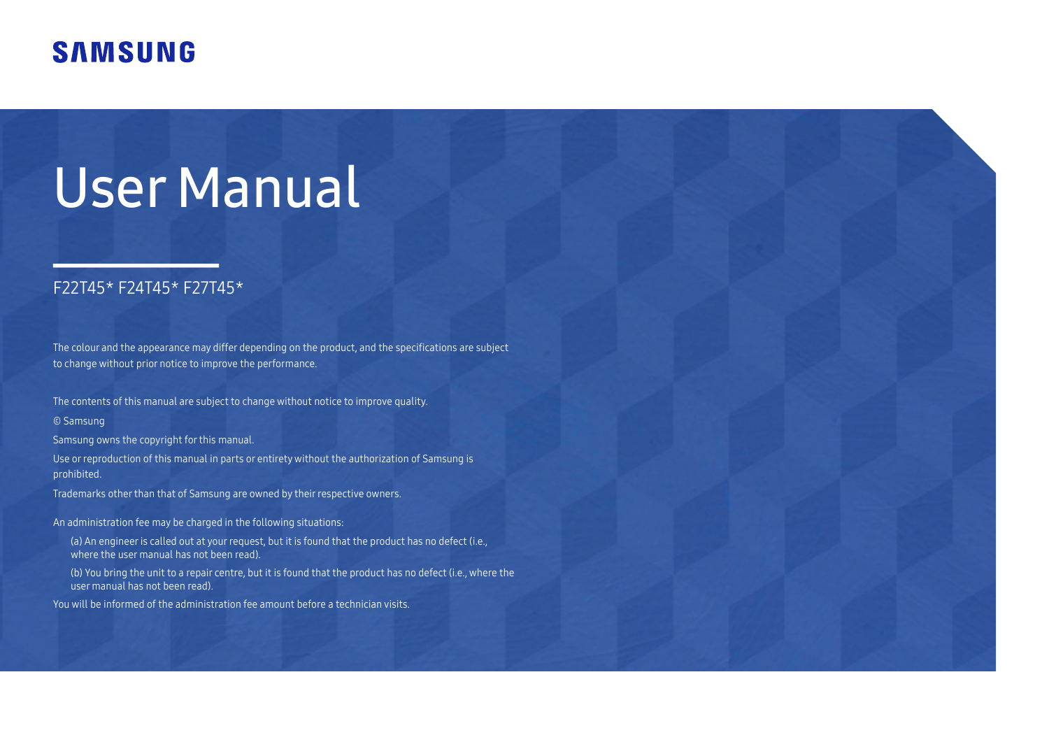SAMSUNG

# User Manual

F22T45* F24T45* F27T45*

The colour and the appearance may differ depending on the product, and the specifications are subject to change without prior notice to improve the performance.

The contents of this manual are subject to change without notice to improve quality.

© Samsung

Samsung owns the copyright for this manual.

Use or reproduction of this manual in parts or entirety without the authorization of Samsung is prohibited.

Trademarks other than that of Samsung are owned by their respective owners.

An administration fee may be charged in the following situations:

(a) An engineer is called out at your request, but it is found that the product has no defect (i.e., where the user manual has not been read).

(b) You bring the unit to a repair centre, but it is found that the product has no defect (i.e., where the user manual has not been read).

You will be informed of the administration fee amount before a technician visits.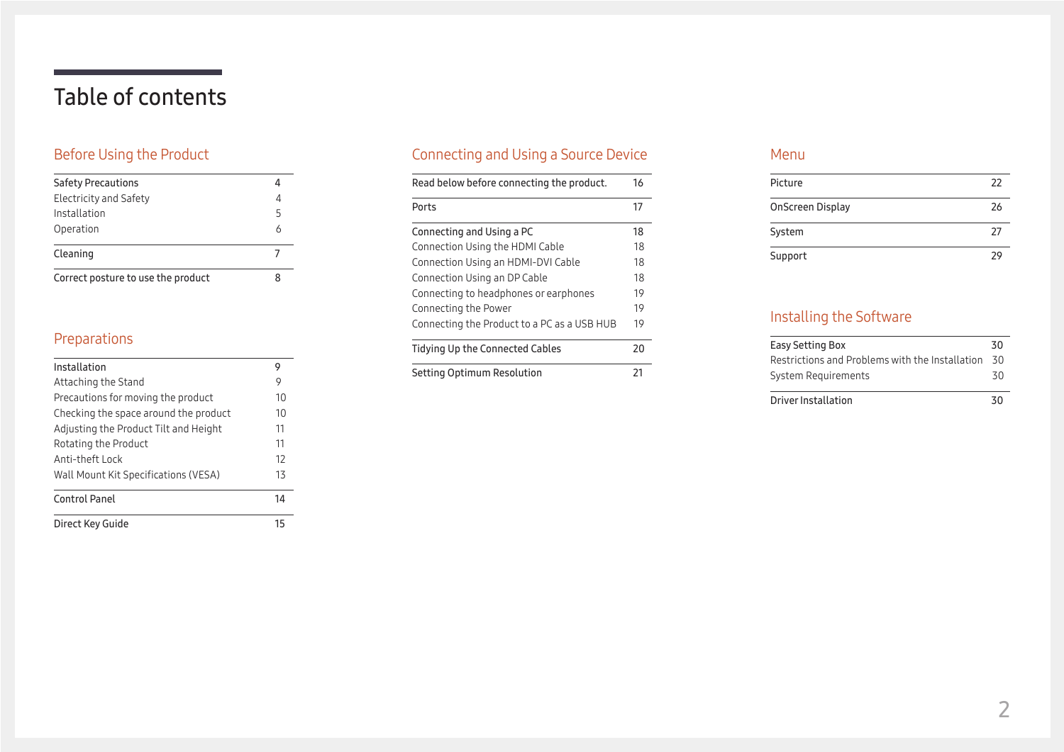# Table of contents

## Before Using the Product

| | |
|---|---|
| Safety Precautions | 4 |
| Electricity and Safety | 4 |
| Installation | 5 |
| Operation | 6 |
| Cleaning | 7 |
| Correct posture to use the product | 8 |

## Preparations

| | |
|---|---|
| Installation | 9 |
| Attaching the Stand | 9 |
| Precautions for moving the product | 10 |
| Checking the space around the product | 10 |
| Adjusting the Product Tilt and Height | 11 |
| Rotating the Product | 11 |
| Anti-theft Lock | 12 |
| Wall Mount Kit Specifications (VESA) | 13 |
| Control Panel | 14 |
| Direct Key Guide | 15 |

## Connecting and Using a Source Device

| | |
|---|---|
| Read below before connecting the product. | 16 |
| Ports | 17 |
| Connecting and Using a PC | 18 |
| Connection Using the HDMI Cable | 18 |
| Connection Using an HDMI-DVI Cable | 18 |
| Connection Using an DP Cable | 18 |
| Connecting to headphones or earphones | 19 |
| Connecting the Power | 19 |
| Connecting the Product to a PC as a USB HUB | 19 |
| Tidying Up the Connected Cables | 20 |
| Setting Optimum Resolution | 21 |

## Menu

| | |
|---|---|
| Picture | 22 |
| OnScreen Display | 26 |
| System | 27 |
| Support | 29 |

## Installing the Software

| | |
|---|---|
| Easy Setting Box | 30 |
| Restrictions and Problems with the Installation | 30 |
| System Requirements | 30 |
| Driver Installation | 30 |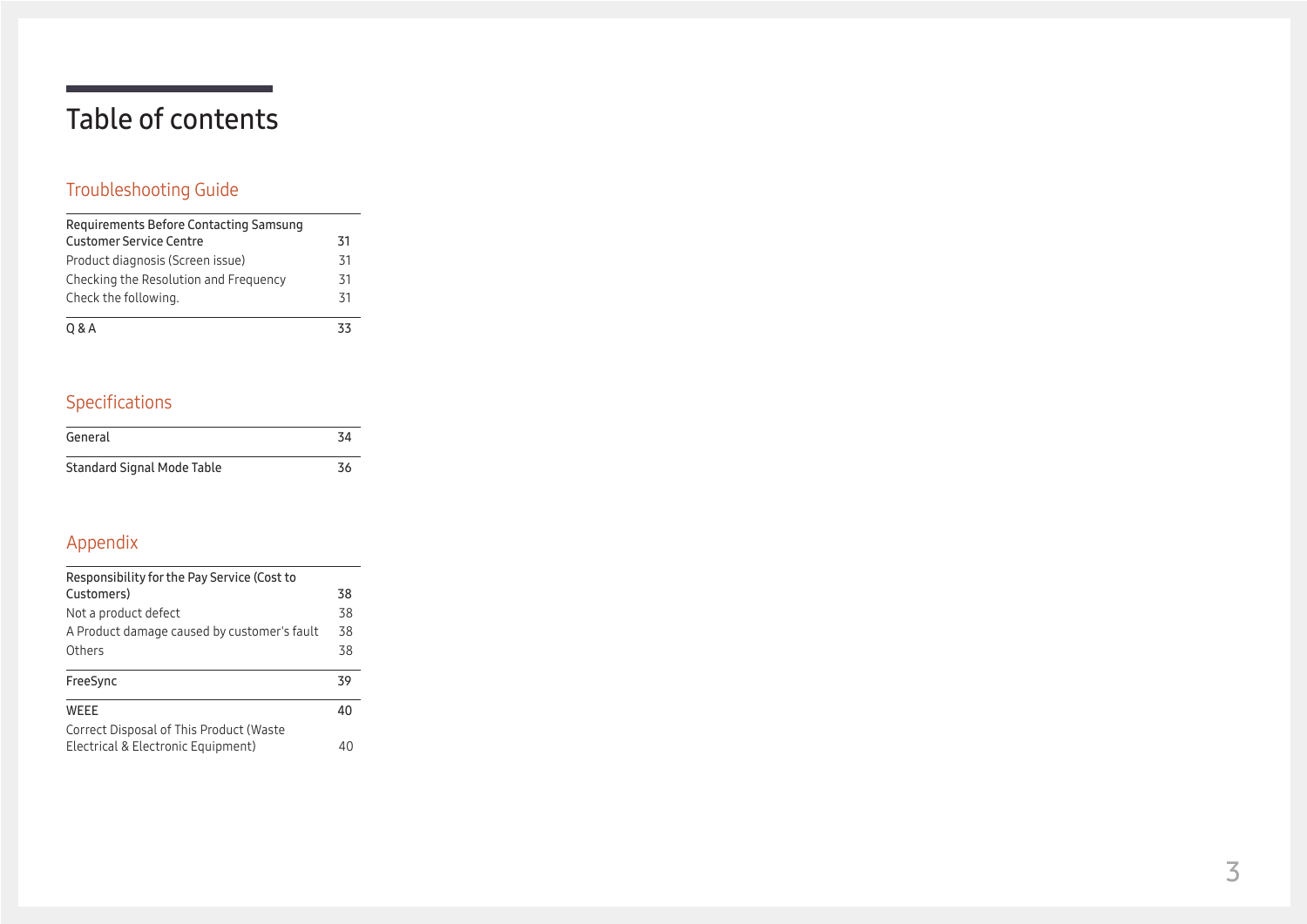# Table of contents

## Troubleshooting Guide

| | |
|---|---|
| Requirements Before Contacting Samsung Customer Service Centre | 31 |
| Product diagnosis (Screen issue) | 31 |
| Checking the Resolution and Frequency | 31 |
| Check the following. | 31 |
| Q & A | 33 |

## Specifications

| | |
|---|---|
| General | 34 |
| Standard Signal Mode Table | 36 |

## Appendix

| | |
|---|---|
| Responsibility for the Pay Service (Cost to Customers) | 38 |
| Not a product defect | 38 |
| A Product damage caused by customer's fault | 38 |
| Others | 38 |
| FreeSync | 39 |
| WEEE | 40 |
| Correct Disposal of This Product (Waste Electrical & Electronic Equipment) | 40 |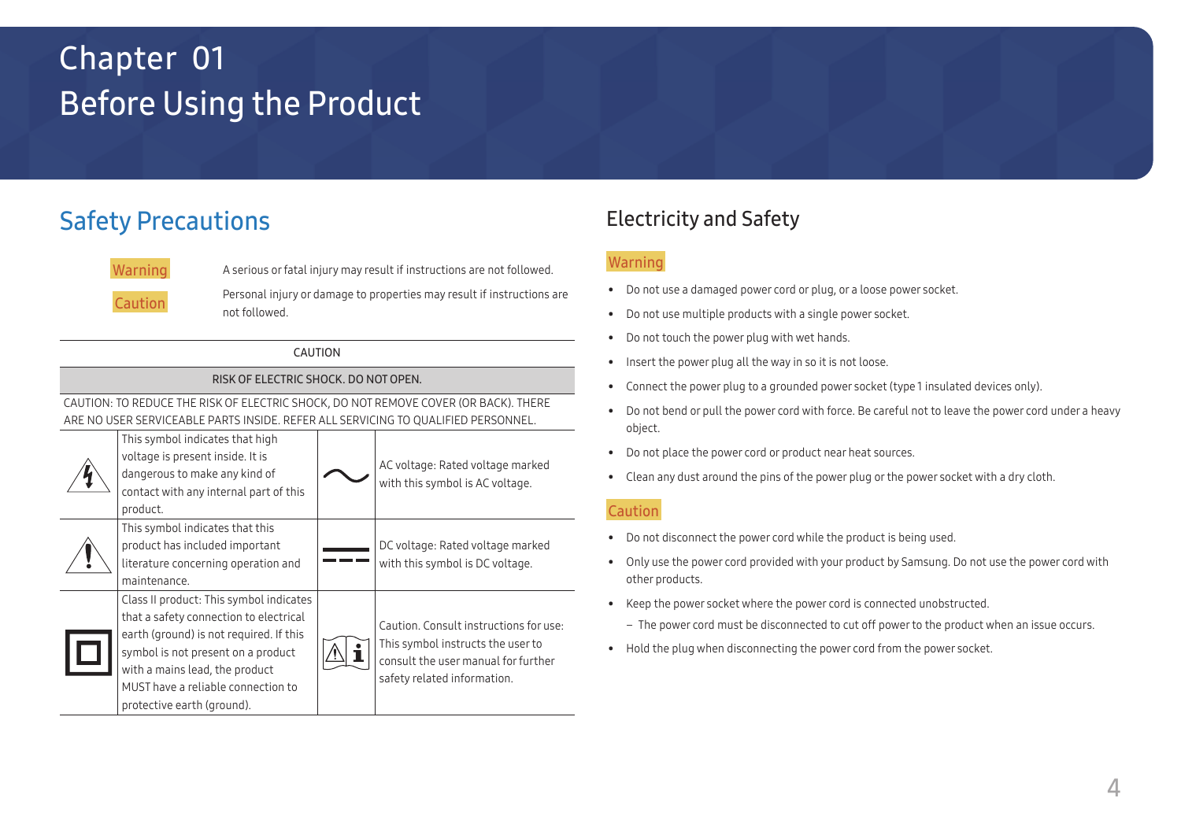# Chapter 01
# Before Using the Product

## Safety Precautions

| | |
|---|---|
| Warning | A serious or fatal injury may result if instructions are not followed. |
| Caution | Personal injury or damage to properties may result if instructions are not followed. |

| CAUTION | | | |
|---|---|---|---|
| RISK OF ELECTRIC SHOCK. DO NOT OPEN. | | | |
| CAUTION: TO REDUCE THE RISK OF ELECTRIC SHOCK, DO NOT REMOVE COVER (OR BACK). THERE ARE NO USER SERVICEABLE PARTS INSIDE. REFER ALL SERVICING TO QUALIFIED PERSONNEL. | | | |
| | This symbol indicates that high voltage is present inside. It is dangerous to make any kind of contact with any internal part of this product. | | AC voltage: Rated voltage marked with this symbol is AC voltage. |
| | This symbol indicates that this product has included important literature concerning operation and maintenance. | | DC voltage: Rated voltage marked with this symbol is DC voltage. |
| | Class II product: This symbol indicates that a safety connection to electrical earth (ground) is not required. If this symbol is not present on a product with a mains lead, the product MUST have a reliable connection to protective earth (ground). | | Caution. Consult instructions for use: This symbol instructs the user to consult the user manual for further safety related information. |

## Electricity and Safety

### Warning

- Do not use a damaged power cord or plug, or a loose power socket.
- Do not use multiple products with a single power socket.
- Do not touch the power plug with wet hands.
- Insert the power plug all the way in so it is not loose.
- Connect the power plug to a grounded power socket (type 1 insulated devices only).
- Do not bend or pull the power cord with force. Be careful not to leave the power cord under a heavy object.
- Do not place the power cord or product near heat sources.
- Clean any dust around the pins of the power plug or the power socket with a dry cloth.

### Caution

- Do not disconnect the power cord while the product is being used.
- Only use the power cord provided with your product by Samsung. Do not use the power cord with other products.
- Keep the power socket where the power cord is connected unobstructed.
  - The power cord must be disconnected to cut off power to the product when an issue occurs.
- Hold the plug when disconnecting the power cord from the power socket.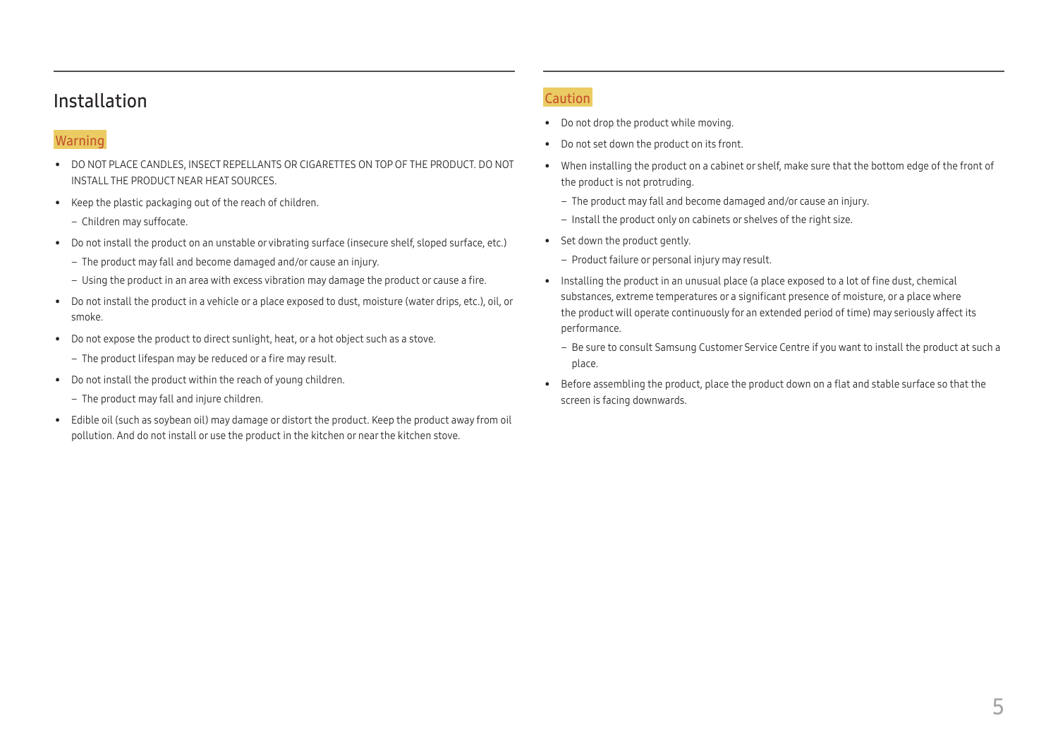## Installation

### Warning

- DO NOT PLACE CANDLES, INSECT REPELLANTS OR CIGARETTES ON TOP OF THE PRODUCT. DO NOT INSTALL THE PRODUCT NEAR HEAT SOURCES.
- Keep the plastic packaging out of the reach of children.
  - Children may suffocate.
- Do not install the product on an unstable or vibrating surface (insecure shelf, sloped surface, etc.)
  - The product may fall and become damaged and/or cause an injury.
  - Using the product in an area with excess vibration may damage the product or cause a fire.
- Do not install the product in a vehicle or a place exposed to dust, moisture (water drips, etc.), oil, or smoke.
- Do not expose the product to direct sunlight, heat, or a hot object such as a stove.
  - The product lifespan may be reduced or a fire may result.
- Do not install the product within the reach of young children.
  - The product may fall and injure children.
- Edible oil (such as soybean oil) may damage or distort the product. Keep the product away from oil pollution. And do not install or use the product in the kitchen or near the kitchen stove.

### Caution

- Do not drop the product while moving.
- Do not set down the product on its front.
- When installing the product on a cabinet or shelf, make sure that the bottom edge of the front of the product is not protruding.
  - The product may fall and become damaged and/or cause an injury.
  - Install the product only on cabinets or shelves of the right size.
- Set down the product gently.
  - Product failure or personal injury may result.
- Installing the product in an unusual place (a place exposed to a lot of fine dust, chemical substances, extreme temperatures or a significant presence of moisture, or a place where the product will operate continuously for an extended period of time) may seriously affect its performance.
  - Be sure to consult Samsung Customer Service Centre if you want to install the product at such a place.
- Before assembling the product, place the product down on a flat and stable surface so that the screen is facing downwards.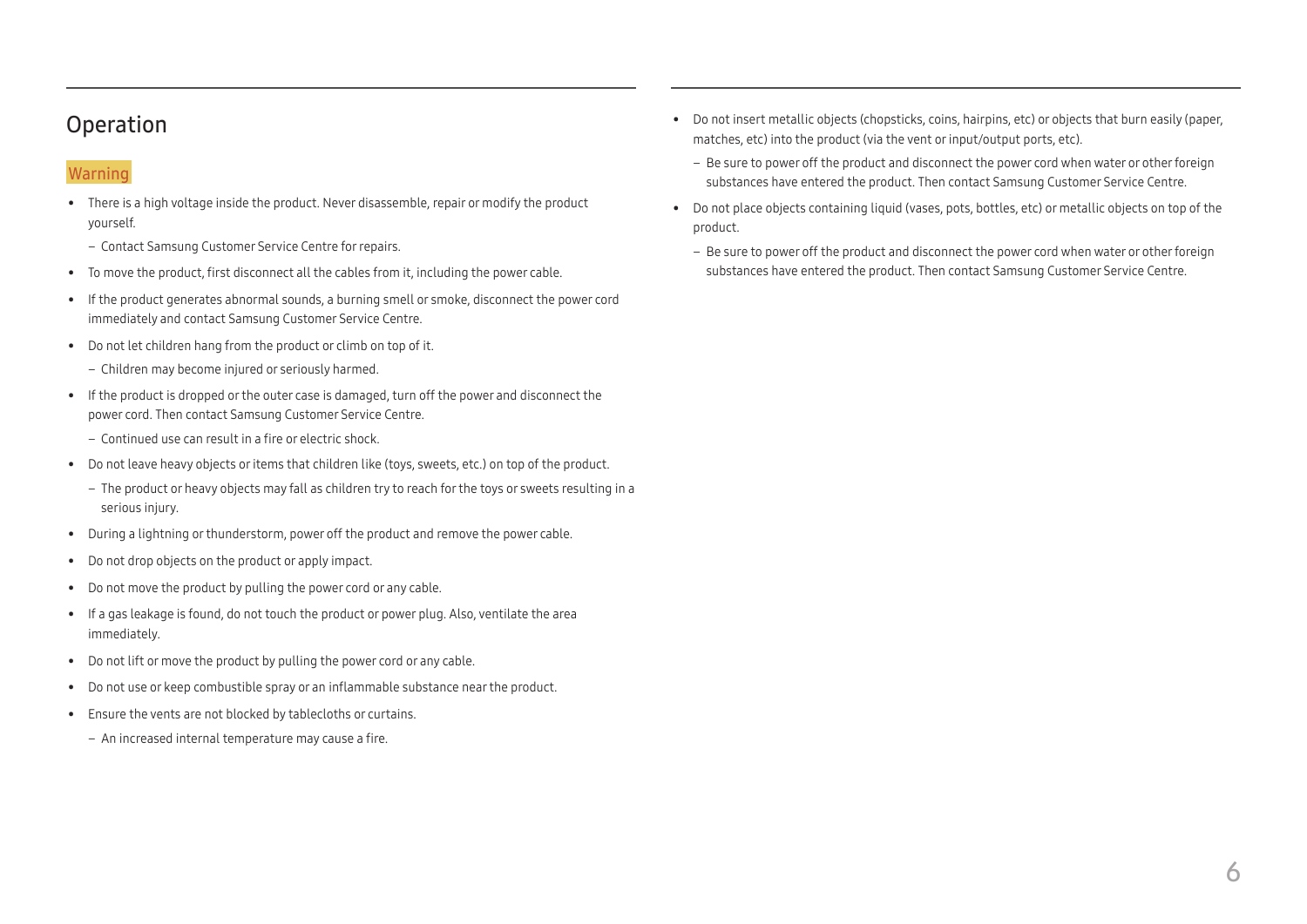## Operation

### Warning

- There is a high voltage inside the product. Never disassemble, repair or modify the product yourself.
  - Contact Samsung Customer Service Centre for repairs.
- To move the product, first disconnect all the cables from it, including the power cable.
- If the product generates abnormal sounds, a burning smell or smoke, disconnect the power cord immediately and contact Samsung Customer Service Centre.
- Do not let children hang from the product or climb on top of it.
  - Children may become injured or seriously harmed.
- If the product is dropped or the outer case is damaged, turn off the power and disconnect the power cord. Then contact Samsung Customer Service Centre.
  - Continued use can result in a fire or electric shock.
- Do not leave heavy objects or items that children like (toys, sweets, etc.) on top of the product.
  - The product or heavy objects may fall as children try to reach for the toys or sweets resulting in a serious injury.
- During a lightning or thunderstorm, power off the product and remove the power cable.
- Do not drop objects on the product or apply impact.
- Do not move the product by pulling the power cord or any cable.
- If a gas leakage is found, do not touch the product or power plug. Also, ventilate the area immediately.
- Do not lift or move the product by pulling the power cord or any cable.
- Do not use or keep combustible spray or an inflammable substance near the product.
- Ensure the vents are not blocked by tablecloths or curtains.
  - An increased internal temperature may cause a fire.
- Do not insert metallic objects (chopsticks, coins, hairpins, etc) or objects that burn easily (paper, matches, etc) into the product (via the vent or input/output ports, etc).
  - Be sure to power off the product and disconnect the power cord when water or other foreign substances have entered the product. Then contact Samsung Customer Service Centre.
- Do not place objects containing liquid (vases, pots, bottles, etc) or metallic objects on top of the product.
  - Be sure to power off the product and disconnect the power cord when water or other foreign substances have entered the product. Then contact Samsung Customer Service Centre.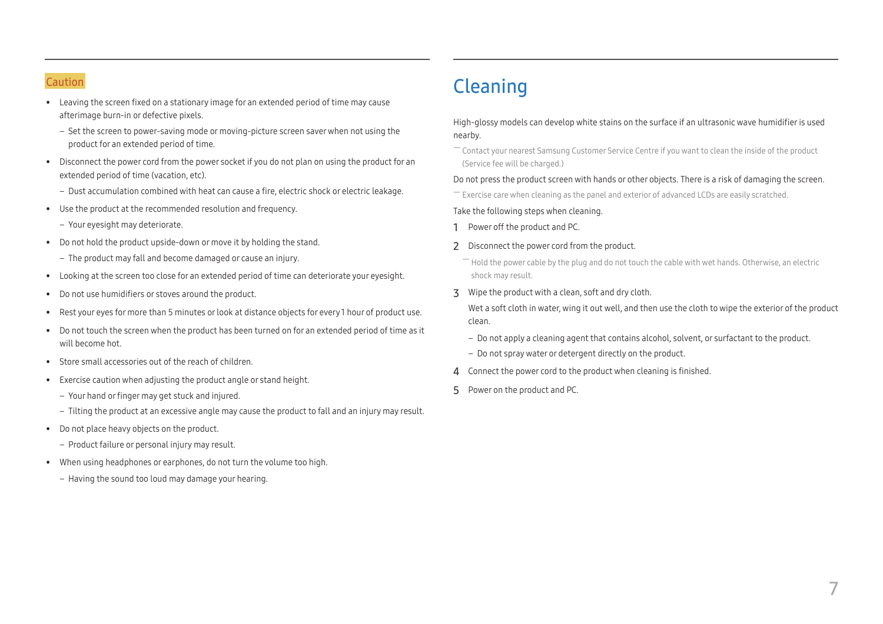## Caution

- Leaving the screen fixed on a stationary image for an extended period of time may cause afterimage burn-in or defective pixels.
  - Set the screen to power-saving mode or moving-picture screen saver when not using the product for an extended period of time.
- Disconnect the power cord from the power socket if you do not plan on using the product for an extended period of time (vacation, etc).
  - Dust accumulation combined with heat can cause a fire, electric shock or electric leakage.
- Use the product at the recommended resolution and frequency.
  - Your eyesight may deteriorate.
- Do not hold the product upside-down or move it by holding the stand.
  - The product may fall and become damaged or cause an injury.
- Looking at the screen too close for an extended period of time can deteriorate your eyesight.
- Do not use humidifiers or stoves around the product.
- Rest your eyes for more than 5 minutes or look at distance objects for every 1 hour of product use.
- Do not touch the screen when the product has been turned on for an extended period of time as it will become hot.
- Store small accessories out of the reach of children.
- Exercise caution when adjusting the product angle or stand height.
  - Your hand or finger may get stuck and injured.
  - Tilting the product at an excessive angle may cause the product to fall and an injury may result.
- Do not place heavy objects on the product.
  - Product failure or personal injury may result.
- When using headphones or earphones, do not turn the volume too high.
  - Having the sound too loud may damage your hearing.

# Cleaning

High-glossy models can develop white stains on the surface if an ultrasonic wave humidifier is used nearby.

― Contact your nearest Samsung Customer Service Centre if you want to clean the inside of the product (Service fee will be charged.)

Do not press the product screen with hands or other objects. There is a risk of damaging the screen.

― Exercise care when cleaning as the panel and exterior of advanced LCDs are easily scratched.

Take the following steps when cleaning.

1. Power off the product and PC.
2. Disconnect the power cord from the product.

   ― Hold the power cable by the plug and do not touch the cable with wet hands. Otherwise, an electric shock may result.
3. Wipe the product with a clean, soft and dry cloth.

   Wet a soft cloth in water, wing it out well, and then use the cloth to wipe the exterior of the product clean.
   - Do not apply a cleaning agent that contains alcohol, solvent, or surfactant to the product.
   - Do not spray water or detergent directly on the product.
4. Connect the power cord to the product when cleaning is finished.
5. Power on the product and PC.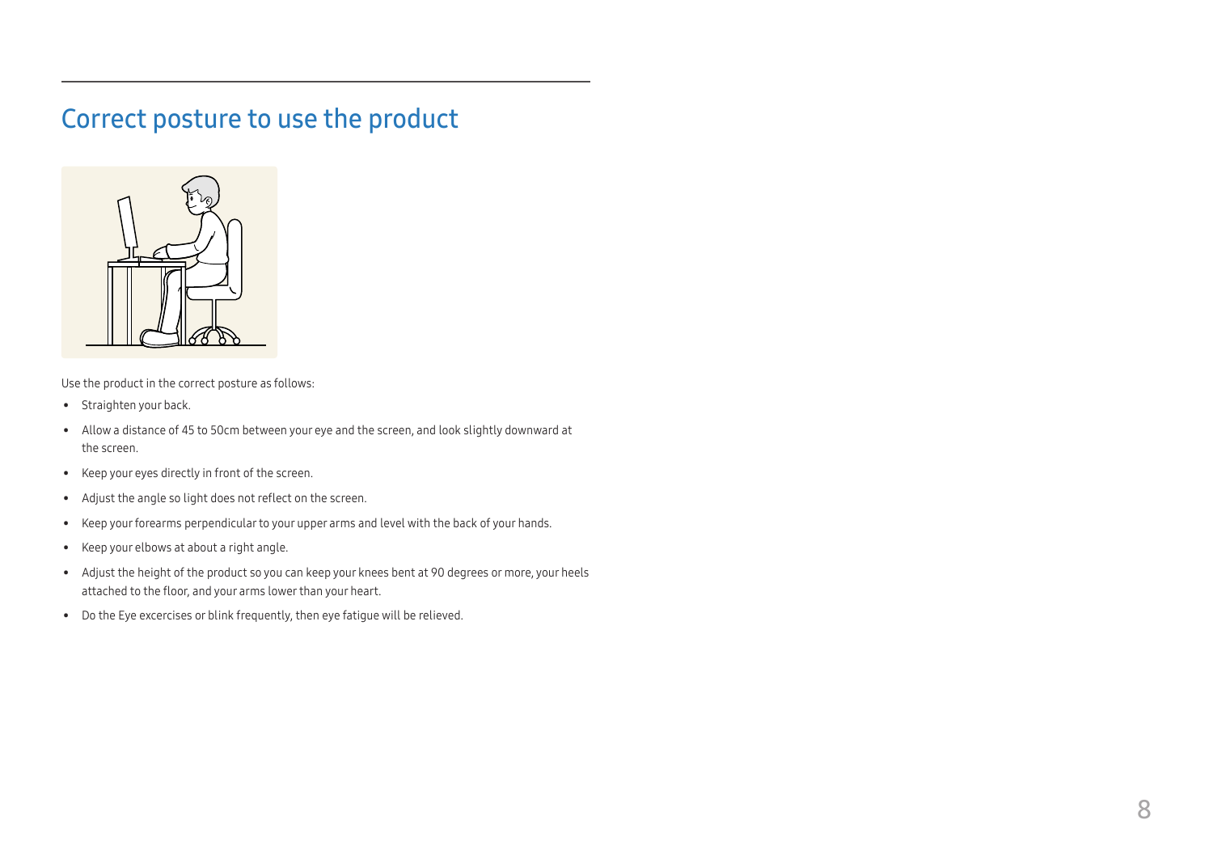# Correct posture to use the product

Use the product in the correct posture as follows:

- Straighten your back.
- Allow a distance of 45 to 50cm between your eye and the screen, and look slightly downward at the screen.
- Keep your eyes directly in front of the screen.
- Adjust the angle so light does not reflect on the screen.
- Keep your forearms perpendicular to your upper arms and level with the back of your hands.
- Keep your elbows at about a right angle.
- Adjust the height of the product so you can keep your knees bent at 90 degrees or more, your heels attached to the floor, and your arms lower than your heart.
- Do the Eye excercises or blink frequently, then eye fatigue will be relieved.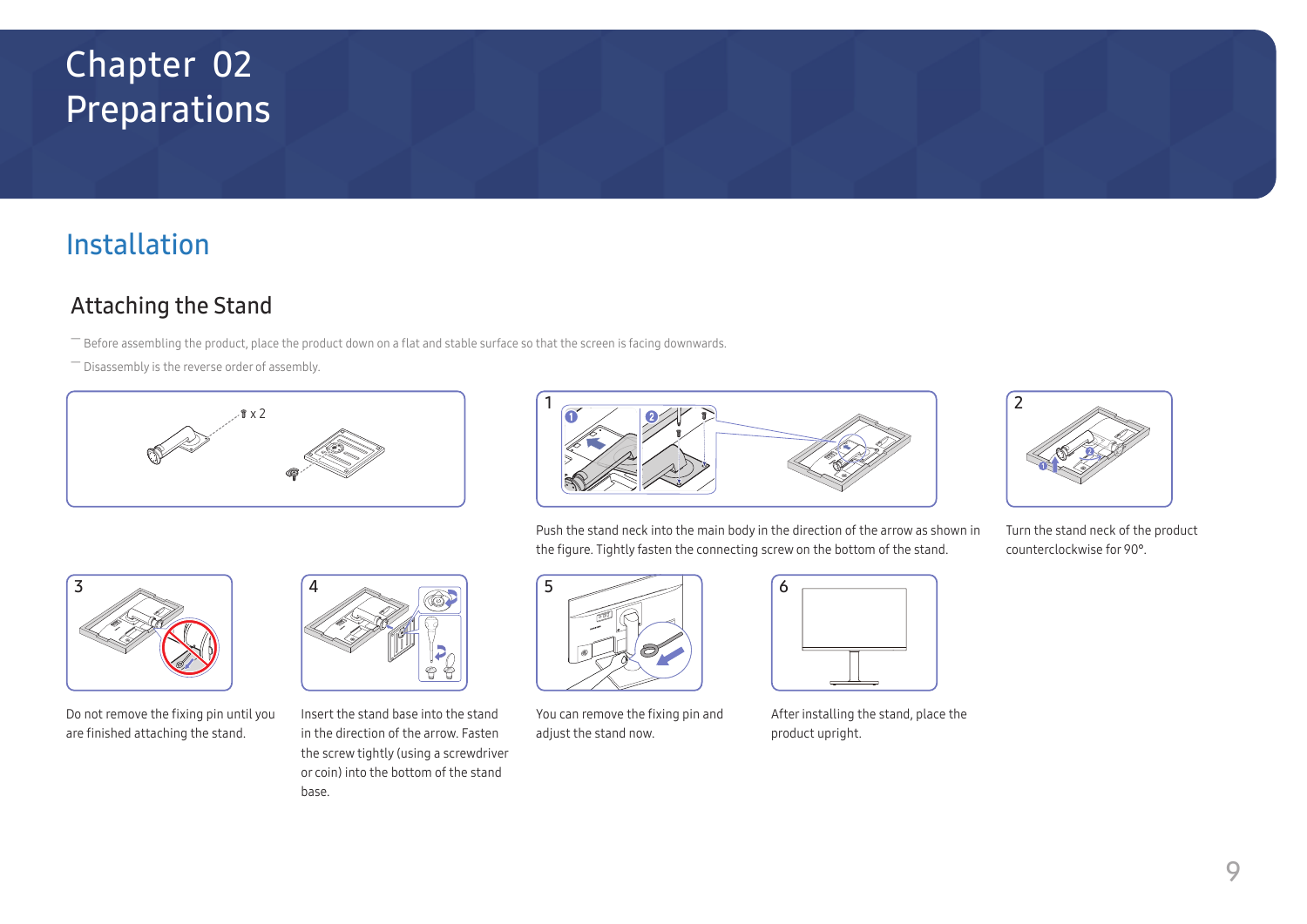# Chapter 02 Preparations

## Installation

### Attaching the Stand

― Before assembling the product, place the product down on a flat and stable surface so that the screen is facing downwards.

― Disassembly is the reverse order of assembly.

x 2

1

Push the stand neck into the main body in the direction of the arrow as shown in the figure. Tightly fasten the connecting screw on the bottom of the stand.

2

Turn the stand neck of the product counterclockwise for 90°.

3

Do not remove the fixing pin until you are finished attaching the stand.

4

Insert the stand base into the stand in the direction of the arrow. Fasten the screw tightly (using a screwdriver or coin) into the bottom of the stand base.

5

You can remove the fixing pin and adjust the stand now.

6

After installing the stand, place the product upright.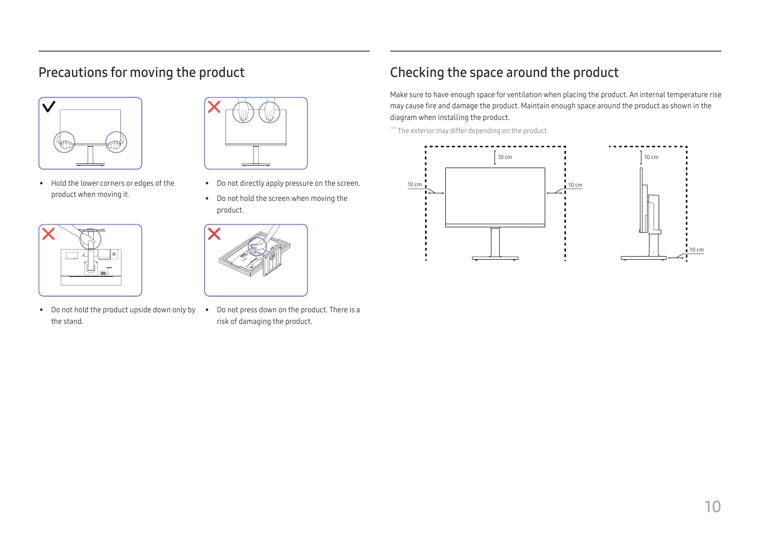## Precautions for moving the product

- Hold the lower corners or edges of the product when moving it.

- Do not directly apply pressure on the screen.
- Do not hold the screen when moving the product.

- Do not hold the product upside down only by the stand.

- Do not press down on the product. There is a risk of damaging the product.

## Checking the space around the product

Make sure to have enough space for ventilation when placing the product. An internal temperature rise may cause fire and damage the product. Maintain enough space around the product as shown in the diagram when installing the product.

― The exterior may differ depending on the product.

10 cm

10 cm

10 cm

10 cm

10 cm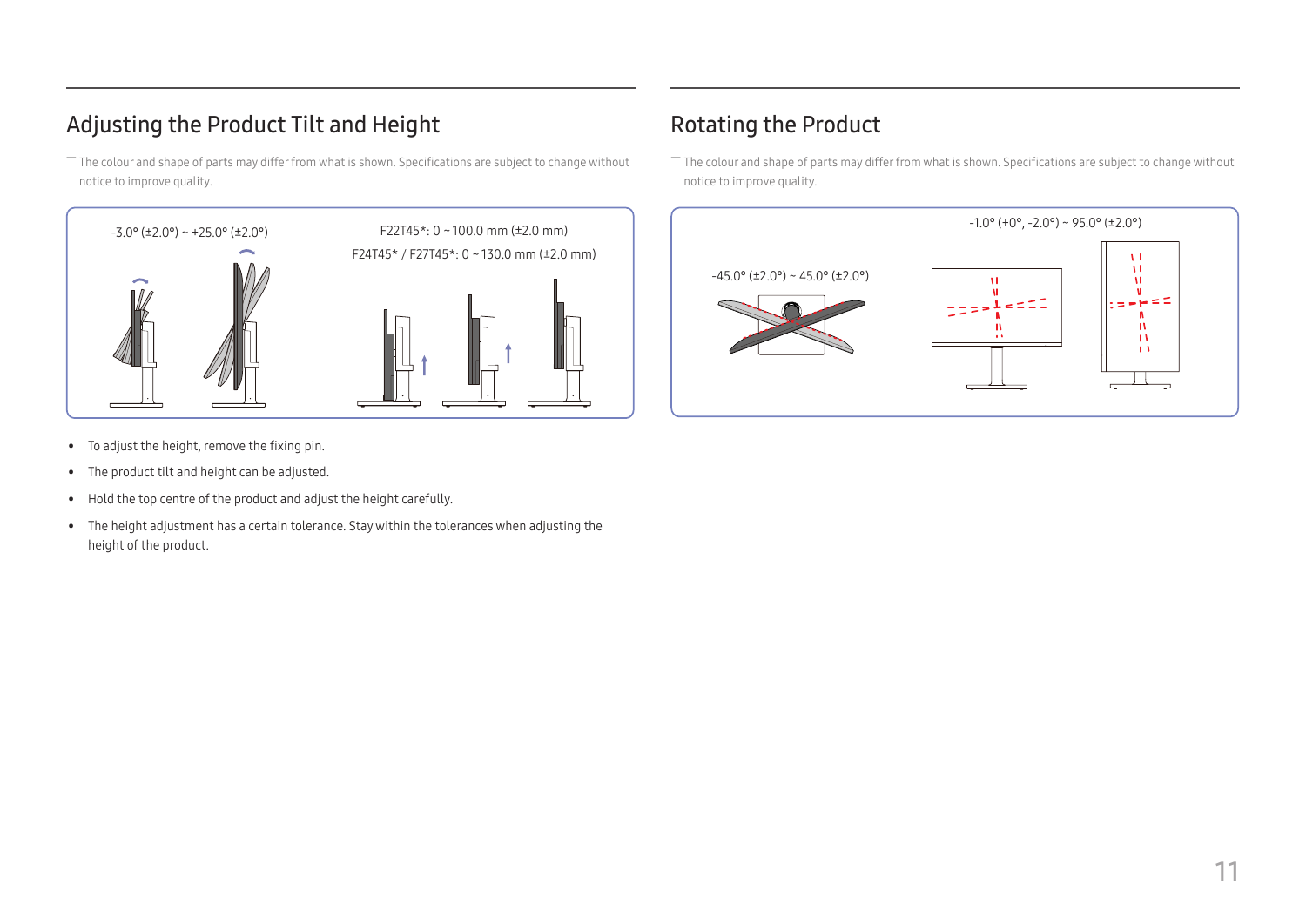## Adjusting the Product Tilt and Height

― The colour and shape of parts may differ from what is shown. Specifications are subject to change without notice to improve quality.

-3.0° (±2.0°) ~ +25.0° (±2.0°)

F22T45*: 0 ~ 100.0 mm (±2.0 mm)

F24T45* / F27T45*: 0 ~ 130.0 mm (±2.0 mm)

- To adjust the height, remove the fixing pin.
- The product tilt and height can be adjusted.
- Hold the top centre of the product and adjust the height carefully.
- The height adjustment has a certain tolerance. Stay within the tolerances when adjusting the height of the product.

## Rotating the Product

― The colour and shape of parts may differ from what is shown. Specifications are subject to change without notice to improve quality.

-45.0° (±2.0°) ~ 45.0° (±2.0°)

-1.0° (+0°, -2.0°) ~ 95.0° (±2.0°)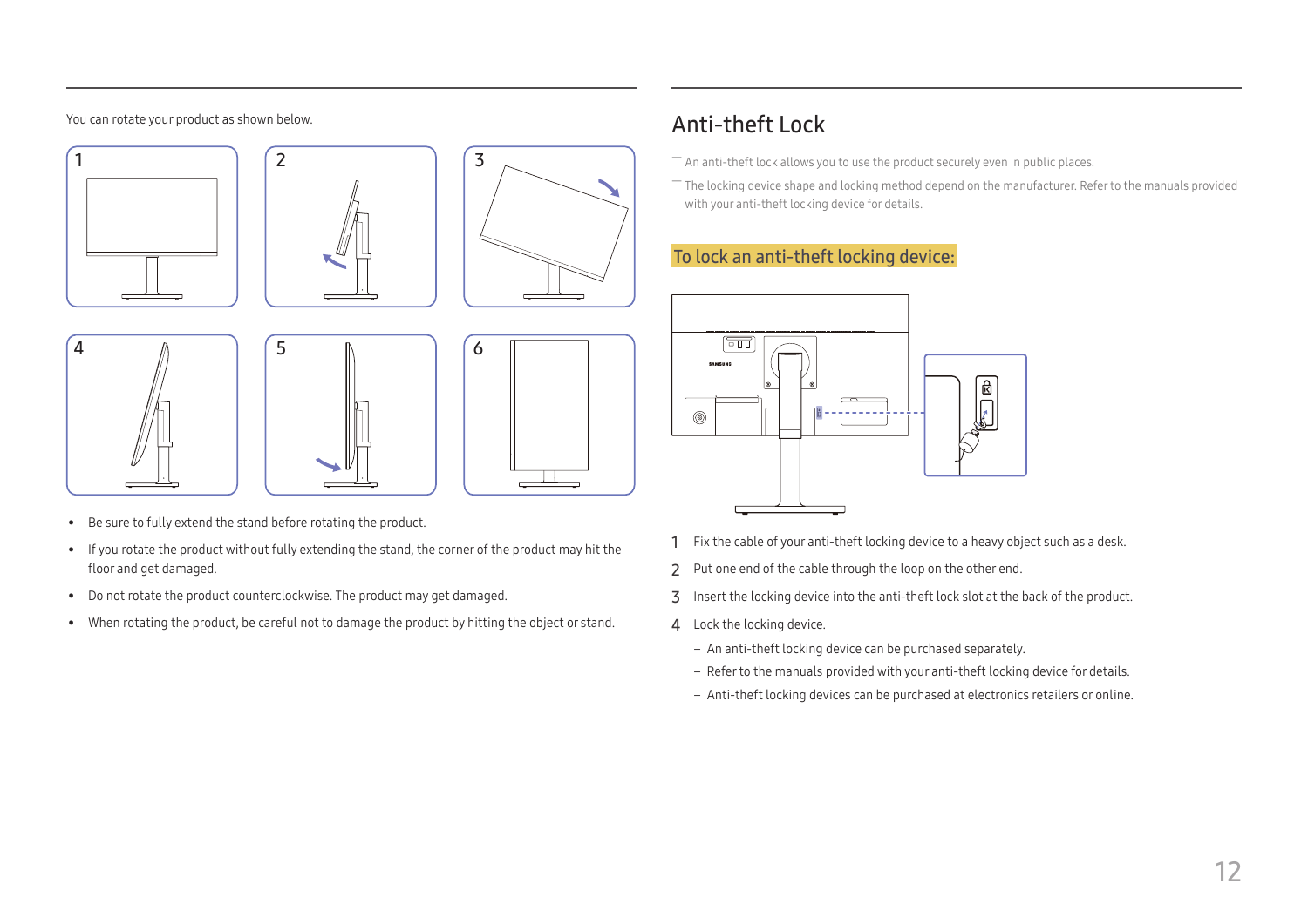You can rotate your product as shown below.

1 2 3

4 5 6

- Be sure to fully extend the stand before rotating the product.
- If you rotate the product without fully extending the stand, the corner of the product may hit the floor and get damaged.
- Do not rotate the product counterclockwise. The product may get damaged.
- When rotating the product, be careful not to damage the product by hitting the object or stand.

# Anti-theft Lock

― An anti-theft lock allows you to use the product securely even in public places.

― The locking device shape and locking method depend on the manufacturer. Refer to the manuals provided with your anti-theft locking device for details.

## To lock an anti-theft locking device:

1. Fix the cable of your anti-theft locking device to a heavy object such as a desk.
2. Put one end of the cable through the loop on the other end.
3. Insert the locking device into the anti-theft lock slot at the back of the product.
4. Lock the locking device.
   - An anti-theft locking device can be purchased separately.
   - Refer to the manuals provided with your anti-theft locking device for details.
   - Anti-theft locking devices can be purchased at electronics retailers or online.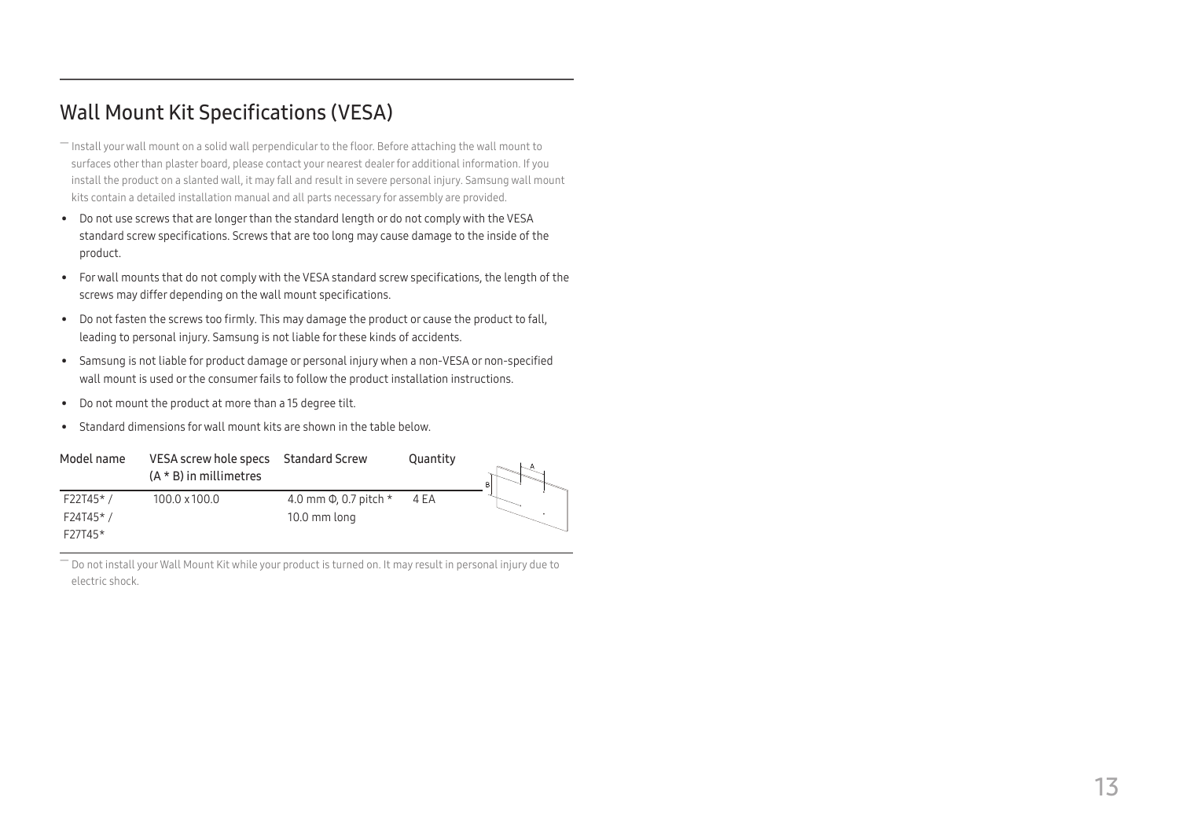## Wall Mount Kit Specifications (VESA)

― Install your wall mount on a solid wall perpendicular to the floor. Before attaching the wall mount to surfaces other than plaster board, please contact your nearest dealer for additional information. If you install the product on a slanted wall, it may fall and result in severe personal injury. Samsung wall mount kits contain a detailed installation manual and all parts necessary for assembly are provided.

- Do not use screws that are longer than the standard length or do not comply with the VESA standard screw specifications. Screws that are too long may cause damage to the inside of the product.
- For wall mounts that do not comply with the VESA standard screw specifications, the length of the screws may differ depending on the wall mount specifications.
- Do not fasten the screws too firmly. This may damage the product or cause the product to fall, leading to personal injury. Samsung is not liable for these kinds of accidents.
- Samsung is not liable for product damage or personal injury when a non-VESA or non-specified wall mount is used or the consumer fails to follow the product installation instructions.
- Do not mount the product at more than a 15 degree tilt.
- Standard dimensions for wall mount kits are shown in the table below.

| Model name | VESA screw hole specs (A * B) in millimetres | Standard Screw | Quantity |
|---|---|---|---|
| F22T45* / F24T45* / F27T45* | 100.0 x 100.0 | 4.0 mm Φ, 0.7 pitch * 10.0 mm long | 4 EA |

― Do not install your Wall Mount Kit while your product is turned on. It may result in personal injury due to electric shock.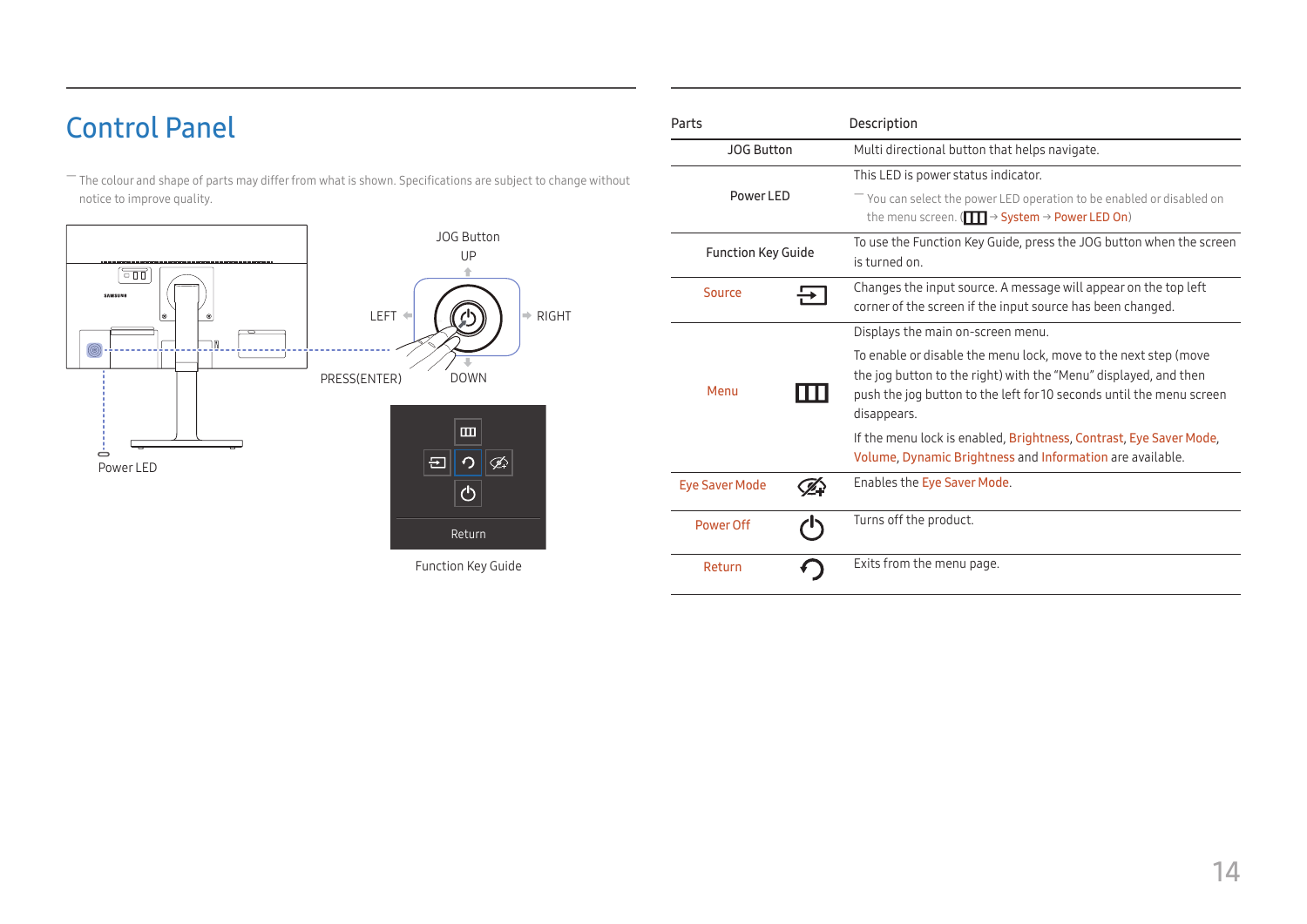# Control Panel

― The colour and shape of parts may differ from what is shown. Specifications are subject to change without notice to improve quality.

JOG Button

UP

LEFT

RIGHT

PRESS(ENTER)

DOWN

Power LED

Return

Function Key Guide

| Parts | | Description |
| --- | --- | --- |
| JOG Button | | Multi directional button that helps navigate. |
| Power LED | | This LED is power status indicator. ― You can select the power LED operation to be enabled or disabled on the menu screen. (Menu → System → Power LED On) |
| Function Key Guide | | To use the Function Key Guide, press the JOG button when the screen is turned on. |
| Source | | Changes the input source. A message will appear on the top left corner of the screen if the input source has been changed. |
| Menu | | Displays the main on-screen menu. To enable or disable the menu lock, move to the next step (move the jog button to the right) with the “Menu” displayed, and then push the jog button to the left for 10 seconds until the menu screen disappears. If the menu lock is enabled, Brightness, Contrast, Eye Saver Mode, Volume, Dynamic Brightness and Information are available. |
| Eye Saver Mode | | Enables the Eye Saver Mode. |
| Power Off | | Turns off the product. |
| Return | | Exits from the menu page. |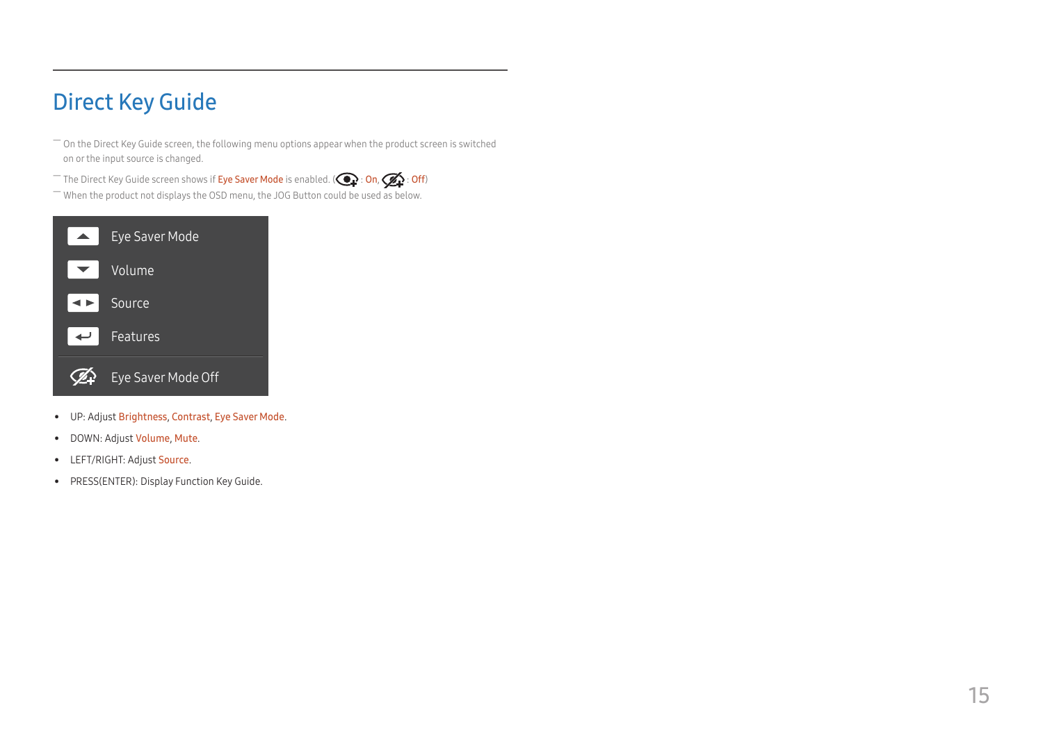## Direct Key Guide

— On the Direct Key Guide screen, the following menu options appear when the product screen is switched on or the input source is changed.

— The Direct Key Guide screen shows if Eye Saver Mode is enabled. ( : On,  : Off)

— When the product not displays the OSD menu, the JOG Button could be used as below.

| | |
|---|---|
| ▲ | Eye Saver Mode |
| ▼ | Volume |
| ◄ ► | Source |
| ↵ | Features |
| | Eye Saver Mode Off |

- UP: Adjust Brightness, Contrast, Eye Saver Mode.
- DOWN: Adjust Volume, Mute.
- LEFT/RIGHT: Adjust Source.
- PRESS(ENTER): Display Function Key Guide.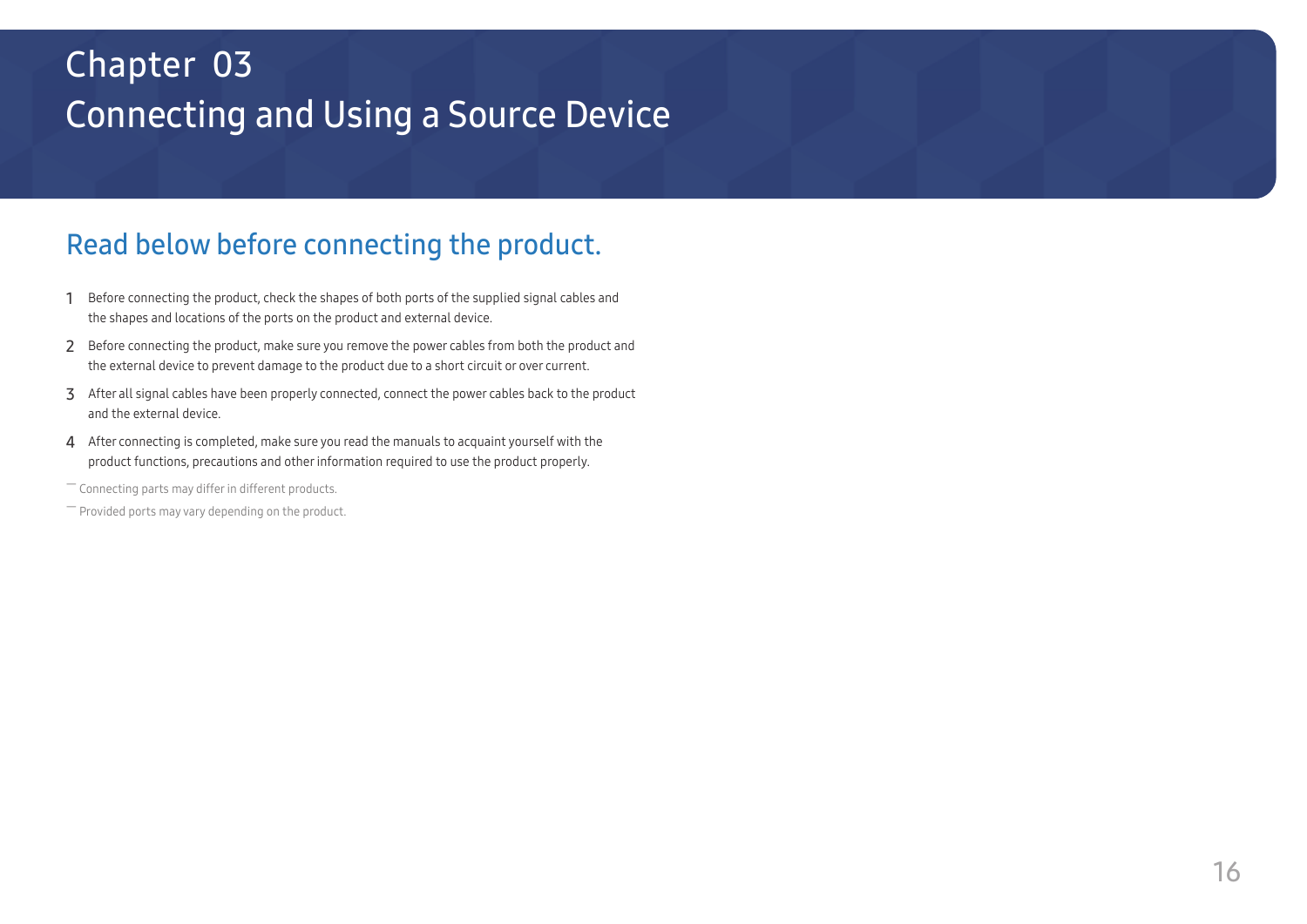# Chapter 03
# Connecting and Using a Source Device

## Read below before connecting the product.

1. Before connecting the product, check the shapes of both ports of the supplied signal cables and the shapes and locations of the ports on the product and external device.
2. Before connecting the product, make sure you remove the power cables from both the product and the external device to prevent damage to the product due to a short circuit or over current.
3. After all signal cables have been properly connected, connect the power cables back to the product and the external device.
4. After connecting is completed, make sure you read the manuals to acquaint yourself with the product functions, precautions and other information required to use the product properly.

― Connecting parts may differ in different products.

― Provided ports may vary depending on the product.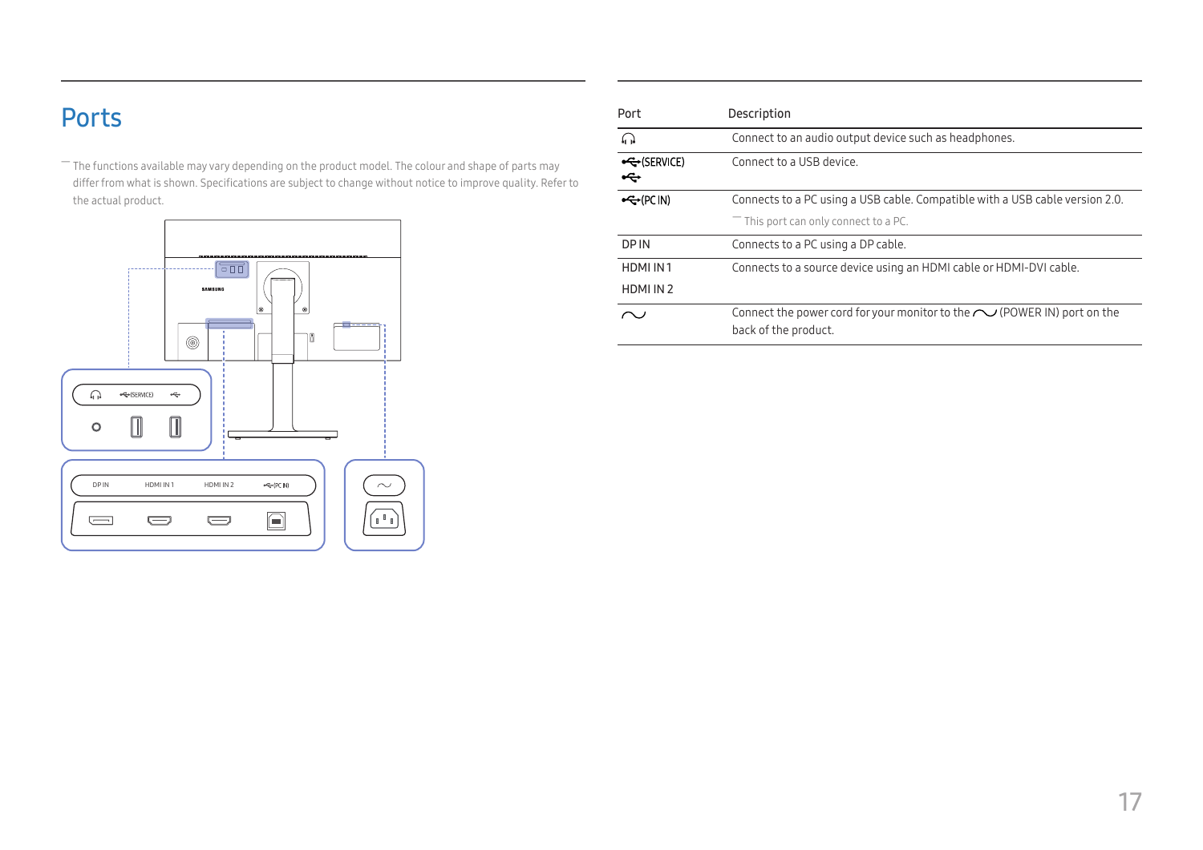# Ports

― The functions available may vary depending on the product model. The colour and shape of parts may differ from what is shown. Specifications are subject to change without notice to improve quality. Refer to the actual product.

| Port | Description |
|---|---|
| 🎧 | Connect to an audio output device such as headphones. |
| USB (SERVICE)<br>USB | Connect to a USB device. |
| USB (PC IN) | Connects to a PC using a USB cable. Compatible with a USB cable version 2.0.<br>― This port can only connect to a PC. |
| DP IN | Connects to a PC using a DP cable. |
| HDMI IN 1<br>HDMI IN 2 | Connects to a source device using an HDMI cable or HDMI-DVI cable. |
| ∼ | Connect the power cord for your monitor to the ∼ (POWER IN) port on the back of the product. |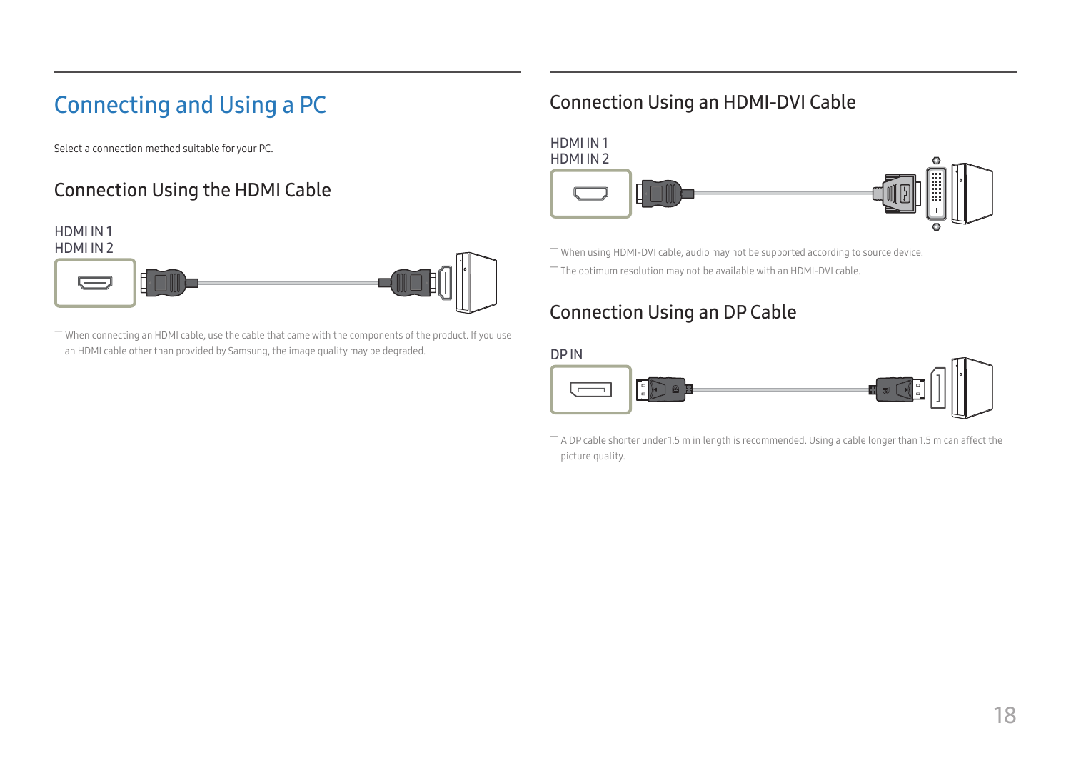# Connecting and Using a PC

Select a connection method suitable for your PC.

## Connection Using the HDMI Cable

HDMI IN 1
HDMI IN 2

― When connecting an HDMI cable, use the cable that came with the components of the product. If you use an HDMI cable other than provided by Samsung, the image quality may be degraded.

## Connection Using an HDMI-DVI Cable

HDMI IN 1
HDMI IN 2

― When using HDMI-DVI cable, audio may not be supported according to source device.

― The optimum resolution may not be available with an HDMI-DVI cable.

## Connection Using an DP Cable

DP IN

― A DP cable shorter under 1.5 m in length is recommended. Using a cable longer than 1.5 m can affect the picture quality.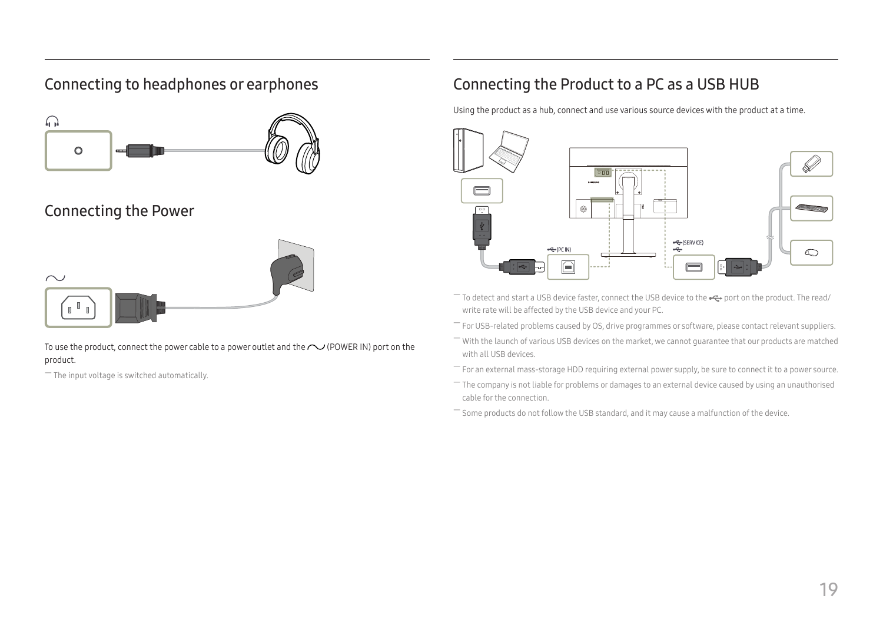## Connecting to headphones or earphones

## Connecting the Power

To use the product, connect the power cable to a power outlet and the ∿ (POWER IN) port on the product.

― The input voltage is switched automatically.

## Connecting the Product to a PC as a USB HUB

Using the product as a hub, connect and use various source devices with the product at a time.

― To detect and start a USB device faster, connect the USB device to the port on the product. The read/write rate will be affected by the USB device and your PC.

― For USB-related problems caused by OS, drive programmes or software, please contact relevant suppliers.

― With the launch of various USB devices on the market, we cannot guarantee that our products are matched with all USB devices.

― For an external mass-storage HDD requiring external power supply, be sure to connect it to a power source.

― The company is not liable for problems or damages to an external device caused by using an unauthorised cable for the connection.

― Some products do not follow the USB standard, and it may cause a malfunction of the device.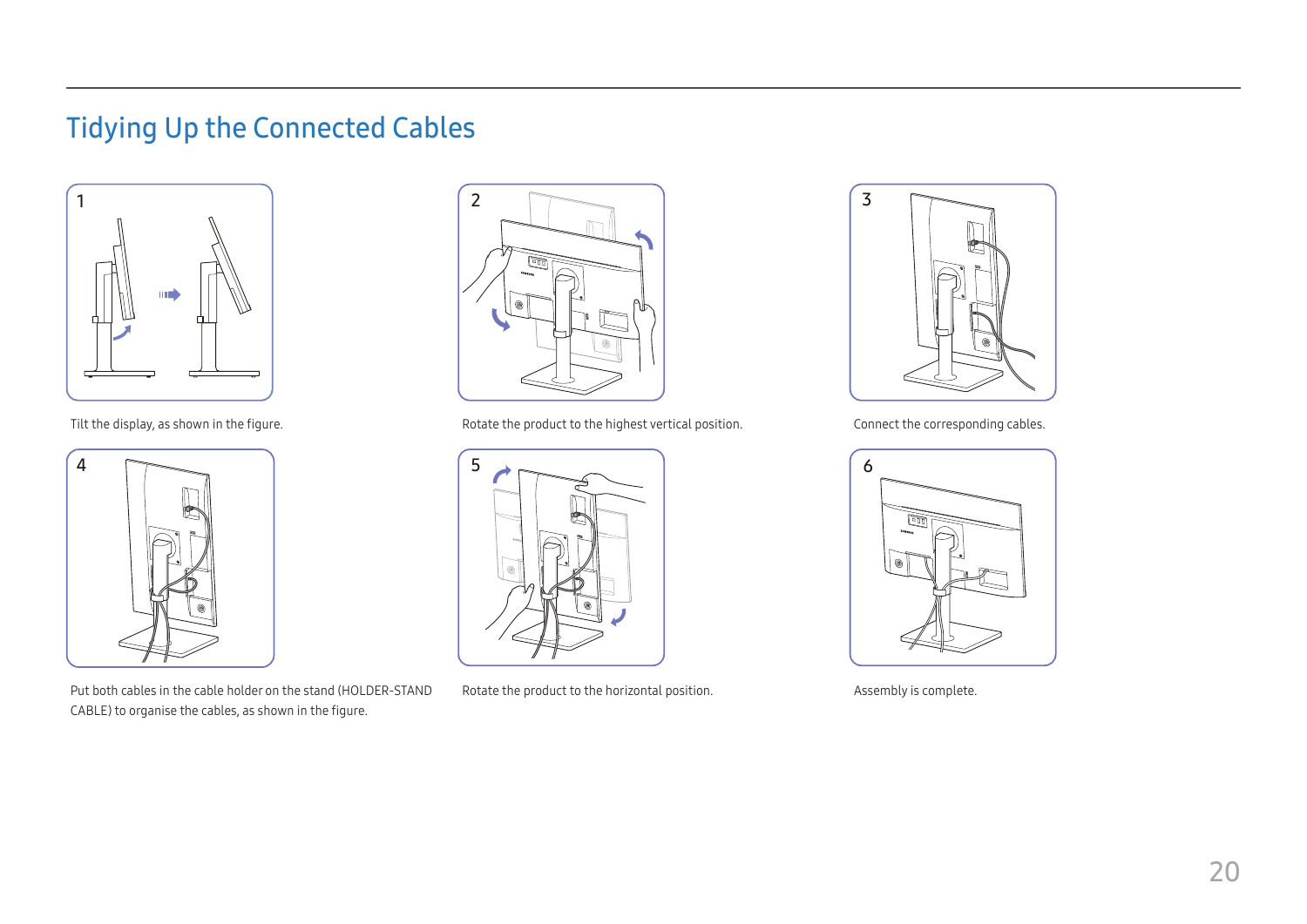# Tidying Up the Connected Cables

1

Tilt the display, as shown in the figure.

2

Rotate the product to the highest vertical position.

3

Connect the corresponding cables.

4

Put both cables in the cable holder on the stand (HOLDER-STAND CABLE) to organise the cables, as shown in the figure.

5

Rotate the product to the horizontal position.

6

Assembly is complete.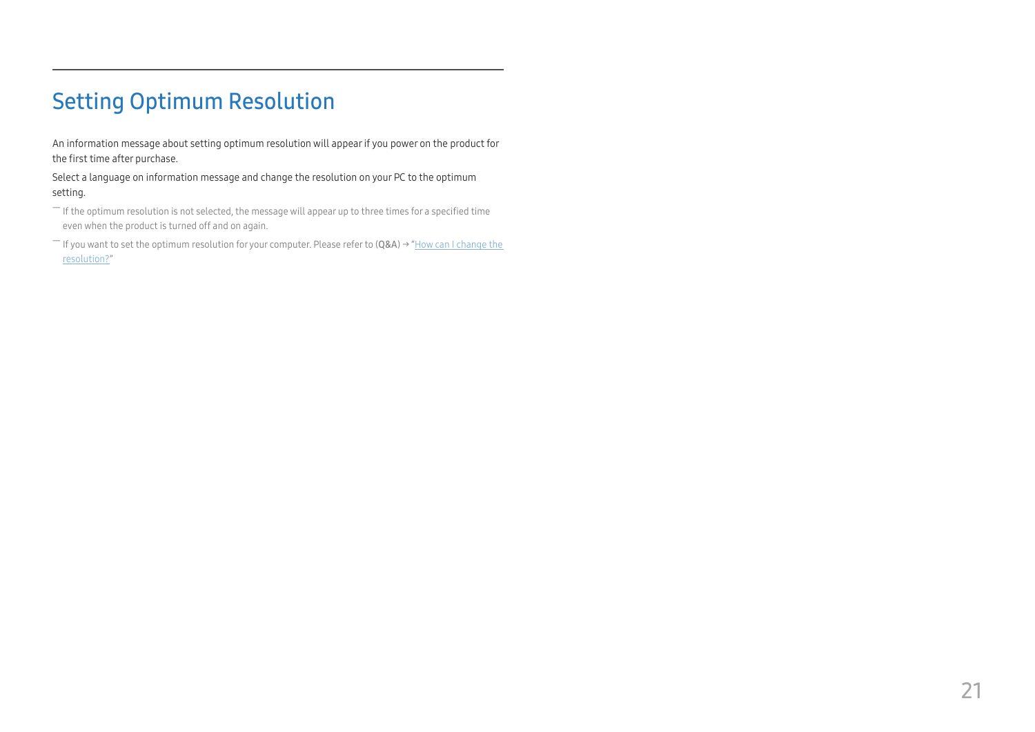# Setting Optimum Resolution

An information message about setting optimum resolution will appear if you power on the product for the first time after purchase.

Select a language on information message and change the resolution on your PC to the optimum setting.

― If the optimum resolution is not selected, the message will appear up to three times for a specified time even when the product is turned off and on again.

― If you want to set the optimum resolution for your computer. Please refer to (Q&A) → "How can I change the resolution?"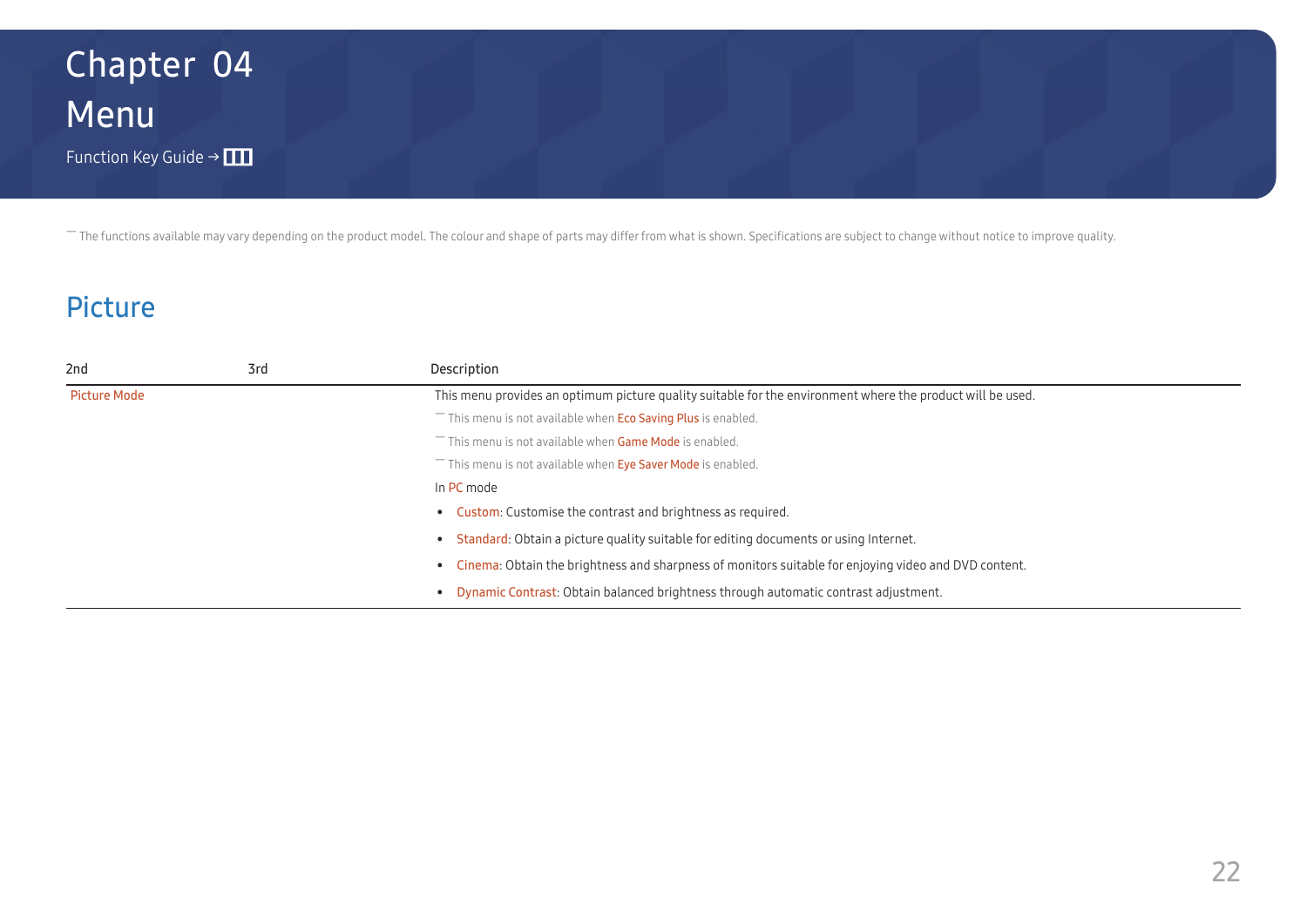# Chapter 04
# Menu

Function Key Guide → ▥

― The functions available may vary depending on the product model. The colour and shape of parts may differ from what is shown. Specifications are subject to change without notice to improve quality.

## Picture

| 2nd | 3rd | Description |
|---|---|---|
| Picture Mode | | This menu provides an optimum picture quality suitable for the environment where the product will be used.<br>― This menu is not available when Eco Saving Plus is enabled.<br>― This menu is not available when Game Mode is enabled.<br>― This menu is not available when Eye Saver Mode is enabled.<br>In PC mode<br>• Custom: Customise the contrast and brightness as required.<br>• Standard: Obtain a picture quality suitable for editing documents or using Internet.<br>• Cinema: Obtain the brightness and sharpness of monitors suitable for enjoying video and DVD content.<br>• Dynamic Contrast: Obtain balanced brightness through automatic contrast adjustment. |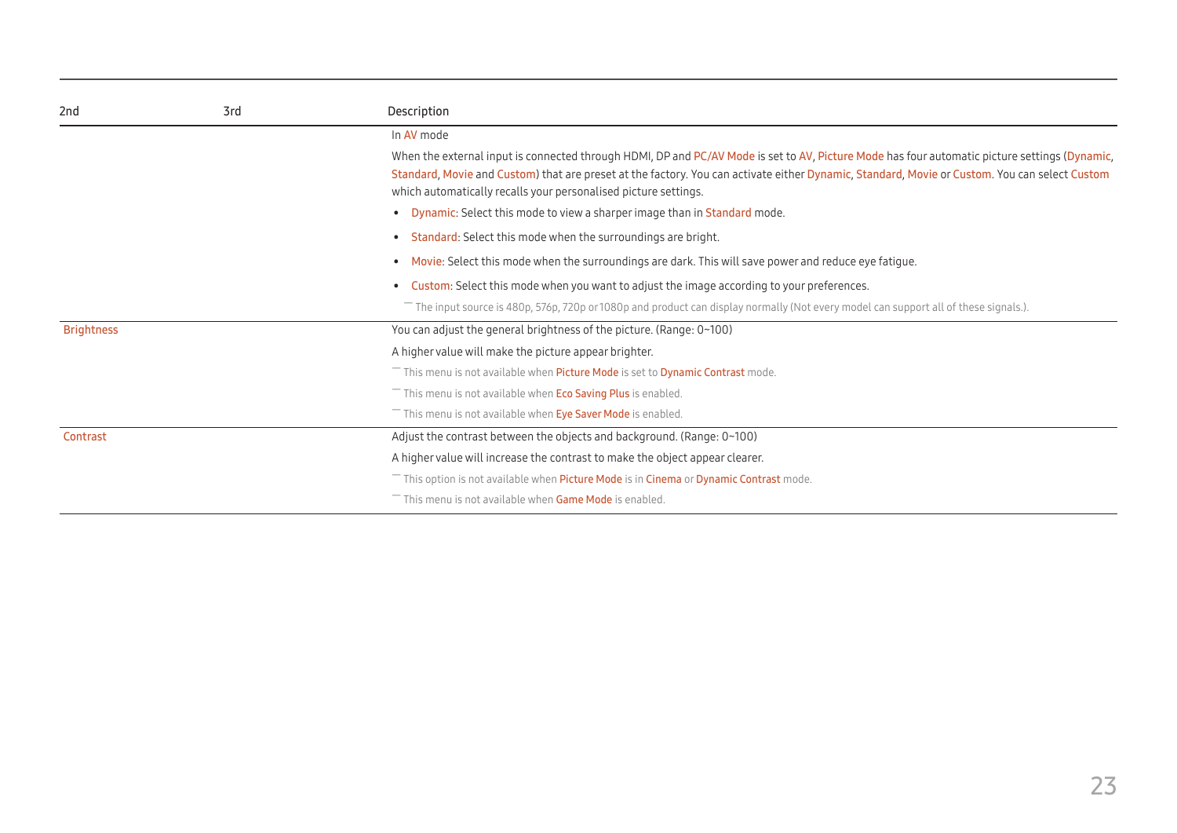| 2nd | 3rd | Description |
| --- | --- | --- |
| | | In AV mode<br>When the external input is connected through HDMI, DP and PC/AV Mode is set to AV, Picture Mode has four automatic picture settings (Dynamic, Standard, Movie and Custom) that are preset at the factory. You can activate either Dynamic, Standard, Movie or Custom. You can select Custom which automatically recalls your personalised picture settings.<br>• Dynamic: Select this mode to view a sharper image than in Standard mode.<br>• Standard: Select this mode when the surroundings are bright.<br>• Movie: Select this mode when the surroundings are dark. This will save power and reduce eye fatigue.<br>• Custom: Select this mode when you want to adjust the image according to your preferences.<br>― The input source is 480p, 576p, 720p or 1080p and product can display normally (Not every model can support all of these signals.). |
| Brightness | | You can adjust the general brightness of the picture. (Range: 0~100)<br>A higher value will make the picture appear brighter.<br>― This menu is not available when Picture Mode is set to Dynamic Contrast mode.<br>― This menu is not available when Eco Saving Plus is enabled.<br>― This menu is not available when Eye Saver Mode is enabled. |
| Contrast | | Adjust the contrast between the objects and background. (Range: 0~100)<br>A higher value will increase the contrast to make the object appear clearer.<br>― This option is not available when Picture Mode is in Cinema or Dynamic Contrast mode.<br>― This menu is not available when Game Mode is enabled. |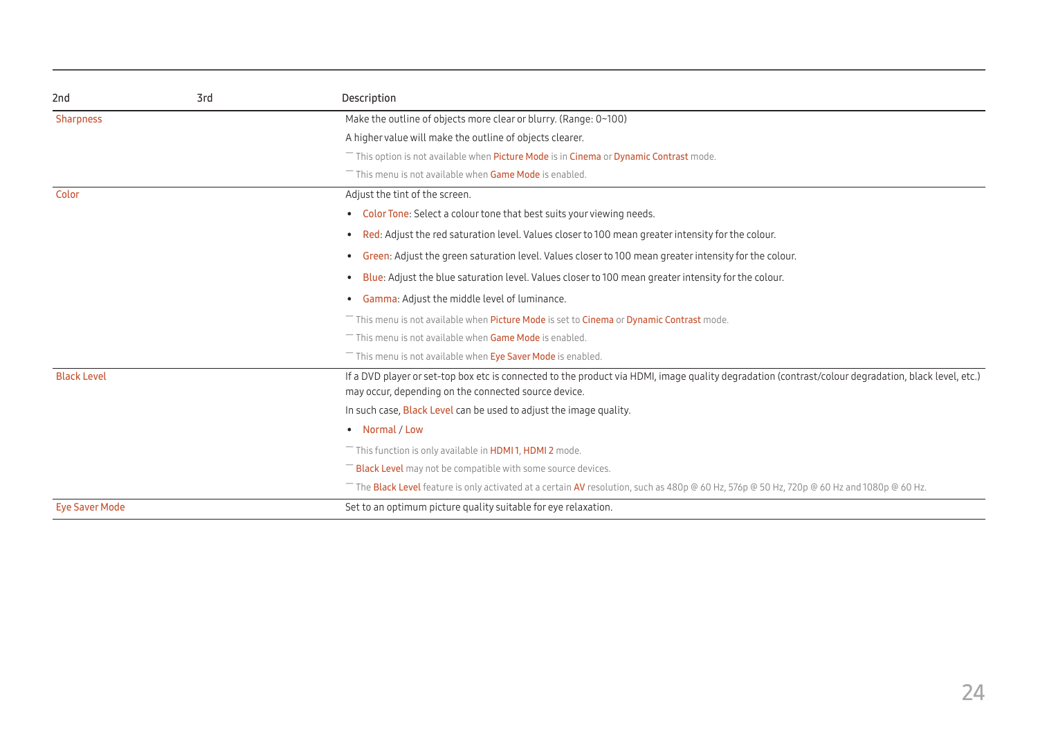| 2nd | 3rd | Description |
|---|---|---|
| Sharpness | | Make the outline of objects more clear or blurry. (Range: 0~100)<br>A higher value will make the outline of objects clearer.<br>― This option is not available when Picture Mode is in Cinema or Dynamic Contrast mode.<br>― This menu is not available when Game Mode is enabled. |
| Color | | Adjust the tint of the screen.<br>• Color Tone: Select a colour tone that best suits your viewing needs.<br>• Red: Adjust the red saturation level. Values closer to 100 mean greater intensity for the colour.<br>• Green: Adjust the green saturation level. Values closer to 100 mean greater intensity for the colour.<br>• Blue: Adjust the blue saturation level. Values closer to 100 mean greater intensity for the colour.<br>• Gamma: Adjust the middle level of luminance.<br>― This menu is not available when Picture Mode is set to Cinema or Dynamic Contrast mode.<br>― This menu is not available when Game Mode is enabled.<br>― This menu is not available when Eye Saver Mode is enabled. |
| Black Level | | If a DVD player or set-top box etc is connected to the product via HDMI, image quality degradation (contrast/colour degradation, black level, etc.) may occur, depending on the connected source device.<br>In such case, Black Level can be used to adjust the image quality.<br>• Normal / Low<br>― This function is only available in HDMI 1, HDMI 2 mode.<br>― Black Level may not be compatible with some source devices.<br>― The Black Level feature is only activated at a certain AV resolution, such as 480p @ 60 Hz, 576p @ 50 Hz, 720p @ 60 Hz and 1080p @ 60 Hz. |
| Eye Saver Mode | | Set to an optimum picture quality suitable for eye relaxation. |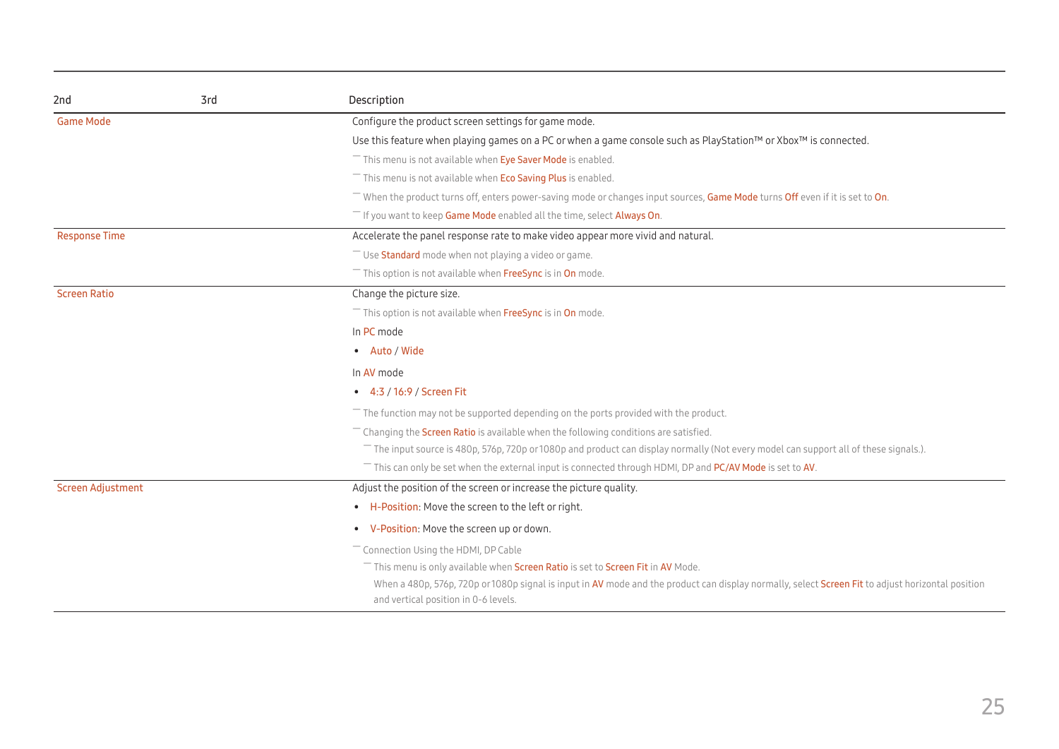| 2nd | 3rd | Description |
| --- | --- | --- |
| Game Mode | | Configure the product screen settings for game mode.<br>Use this feature when playing games on a PC or when a game console such as PlayStation™ or Xbox™ is connected.<br>― This menu is not available when Eye Saver Mode is enabled.<br>― This menu is not available when Eco Saving Plus is enabled.<br>― When the product turns off, enters power-saving mode or changes input sources, Game Mode turns Off even if it is set to On.<br>― If you want to keep Game Mode enabled all the time, select Always On. |
| Response Time | | Accelerate the panel response rate to make video appear more vivid and natural.<br>― Use Standard mode when not playing a video or game.<br>― This option is not available when FreeSync is in On mode. |
| Screen Ratio | | Change the picture size.<br>― This option is not available when FreeSync is in On mode.<br>In PC mode<br>• Auto / Wide<br>In AV mode<br>• 4:3 / 16:9 / Screen Fit<br>― The function may not be supported depending on the ports provided with the product.<br>― Changing the Screen Ratio is available when the following conditions are satisfied.<br>― The input source is 480p, 576p, 720p or 1080p and product can display normally (Not every model can support all of these signals.).<br>― This can only be set when the external input is connected through HDMI, DP and PC/AV Mode is set to AV. |
| Screen Adjustment | | Adjust the position of the screen or increase the picture quality.<br>• H-Position: Move the screen to the left or right.<br>• V-Position: Move the screen up or down.<br>― Connection Using the HDMI, DP Cable<br>― This menu is only available when Screen Ratio is set to Screen Fit in AV Mode.<br>When a 480p, 576p, 720p or 1080p signal is input in AV mode and the product can display normally, select Screen Fit to adjust horizontal position and vertical position in 0-6 levels. |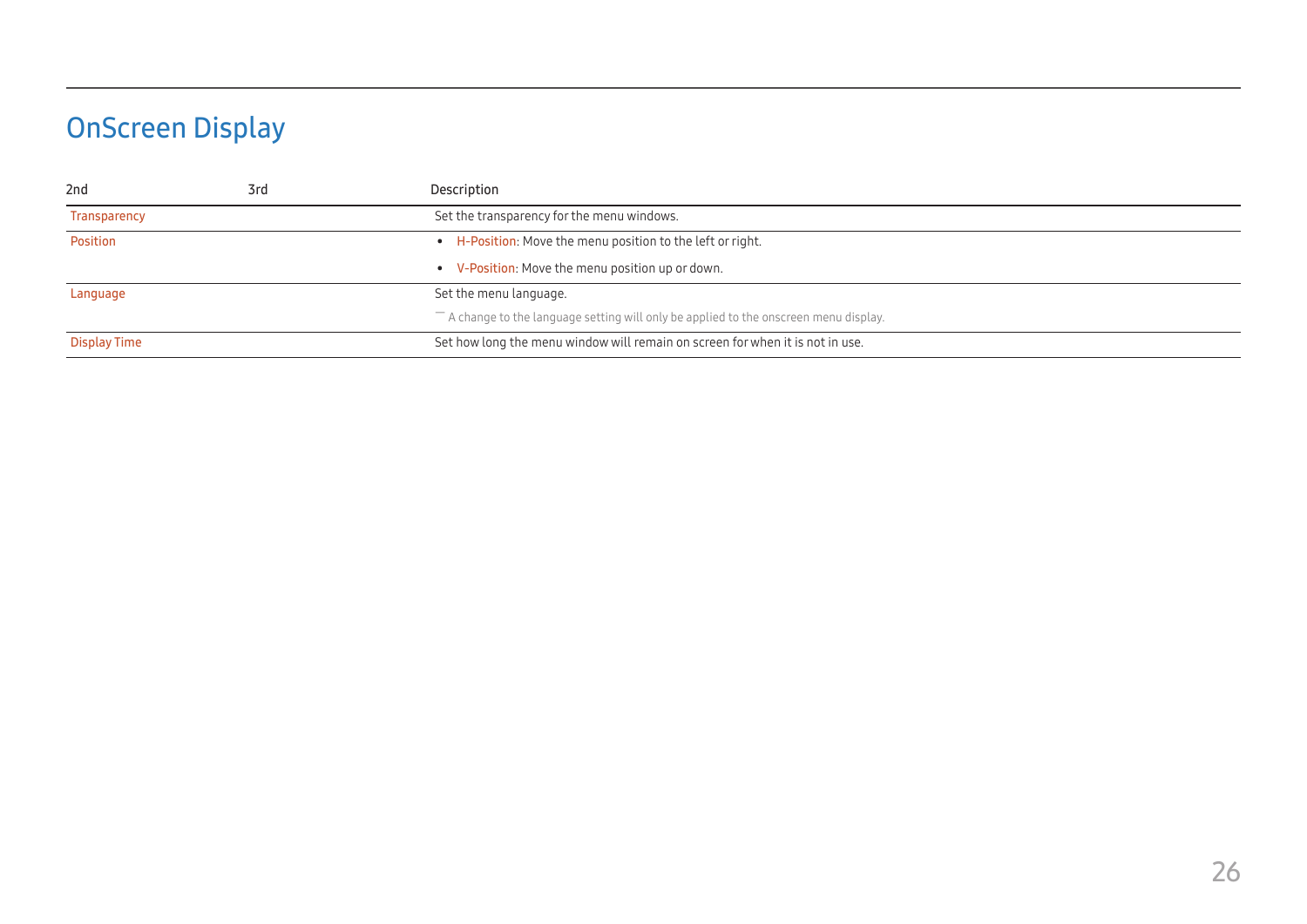# OnScreen Display

| 2nd | 3rd | Description |
| --- | --- | --- |
| Transparency | | Set the transparency for the menu windows. |
| Position | | • H-Position: Move the menu position to the left or right.<br>• V-Position: Move the menu position up or down. |
| Language | | Set the menu language.<br>― A change to the language setting will only be applied to the onscreen menu display. |
| Display Time | | Set how long the menu window will remain on screen for when it is not in use. |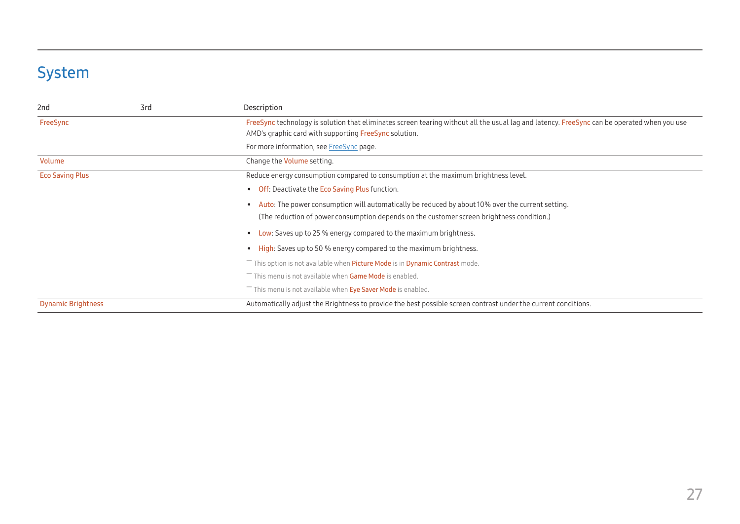# System

| 2nd | 3rd | Description |
| --- | --- | --- |
| FreeSync | | FreeSync technology is solution that eliminates screen tearing without all the usual lag and latency. FreeSync can be operated when you use AMD's graphic card with supporting FreeSync solution.<br><br>For more information, see FreeSync page. |
| Volume | | Change the Volume setting. |
| Eco Saving Plus | | Reduce energy consumption compared to consumption at the maximum brightness level.<br><br>• Off: Deactivate the Eco Saving Plus function.<br>• Auto: The power consumption will automatically be reduced by about 10% over the current setting. (The reduction of power consumption depends on the customer screen brightness condition.)<br>• Low: Saves up to 25 % energy compared to the maximum brightness.<br>• High: Saves up to 50 % energy compared to the maximum brightness.<br><br>― This option is not available when Picture Mode is in Dynamic Contrast mode.<br>― This menu is not available when Game Mode is enabled.<br>― This menu is not available when Eye Saver Mode is enabled. |
| Dynamic Brightness | | Automatically adjust the Brightness to provide the best possible screen contrast under the current conditions. |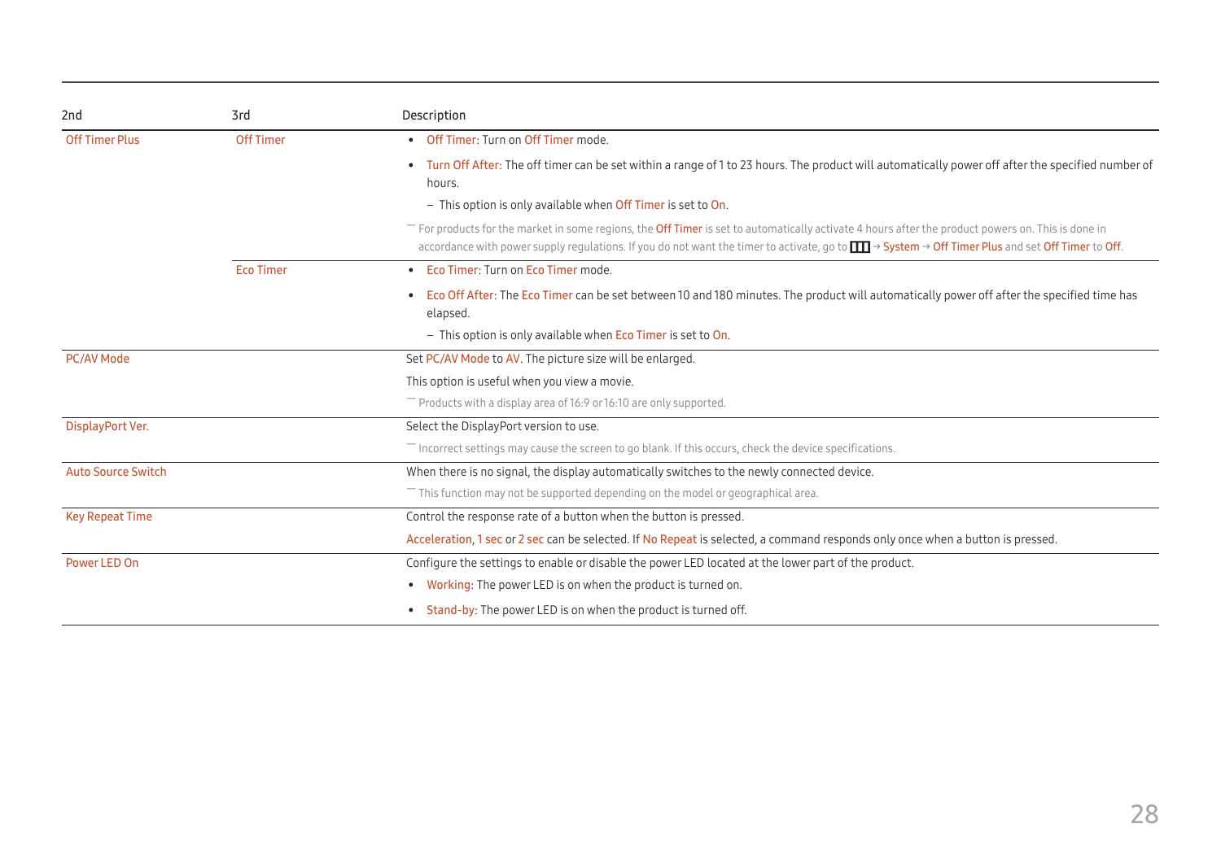| 2nd | 3rd | Description |
|---|---|---|
| Off Timer Plus | Off Timer | • Off Timer: Turn on Off Timer mode.<br>• Turn Off After: The off timer can be set within a range of 1 to 23 hours. The product will automatically power off after the specified number of hours.<br>– This option is only available when Off Timer is set to On.<br>― For products for the market in some regions, the Off Timer is set to automatically activate 4 hours after the product powers on. This is done in accordance with power supply regulations. If you do not want the timer to activate, go to ▥ → System → Off Timer Plus and set Off Timer to Off. |
| | Eco Timer | • Eco Timer: Turn on Eco Timer mode.<br>• Eco Off After: The Eco Timer can be set between 10 and 180 minutes. The product will automatically power off after the specified time has elapsed.<br>– This option is only available when Eco Timer is set to On. |
| PC/AV Mode | | Set PC/AV Mode to AV. The picture size will be enlarged.<br>This option is useful when you view a movie.<br>― Products with a display area of 16:9 or 16:10 are only supported. |
| DisplayPort Ver. | | Select the DisplayPort version to use.<br>― Incorrect settings may cause the screen to go blank. If this occurs, check the device specifications. |
| Auto Source Switch | | When there is no signal, the display automatically switches to the newly connected device.<br>― This function may not be supported depending on the model or geographical area. |
| Key Repeat Time | | Control the response rate of a button when the button is pressed.<br>Acceleration, 1 sec or 2 sec can be selected. If No Repeat is selected, a command responds only once when a button is pressed. |
| Power LED On | | Configure the settings to enable or disable the power LED located at the lower part of the product.<br>• Working: The power LED is on when the product is turned on.<br>• Stand-by: The power LED is on when the product is turned off. |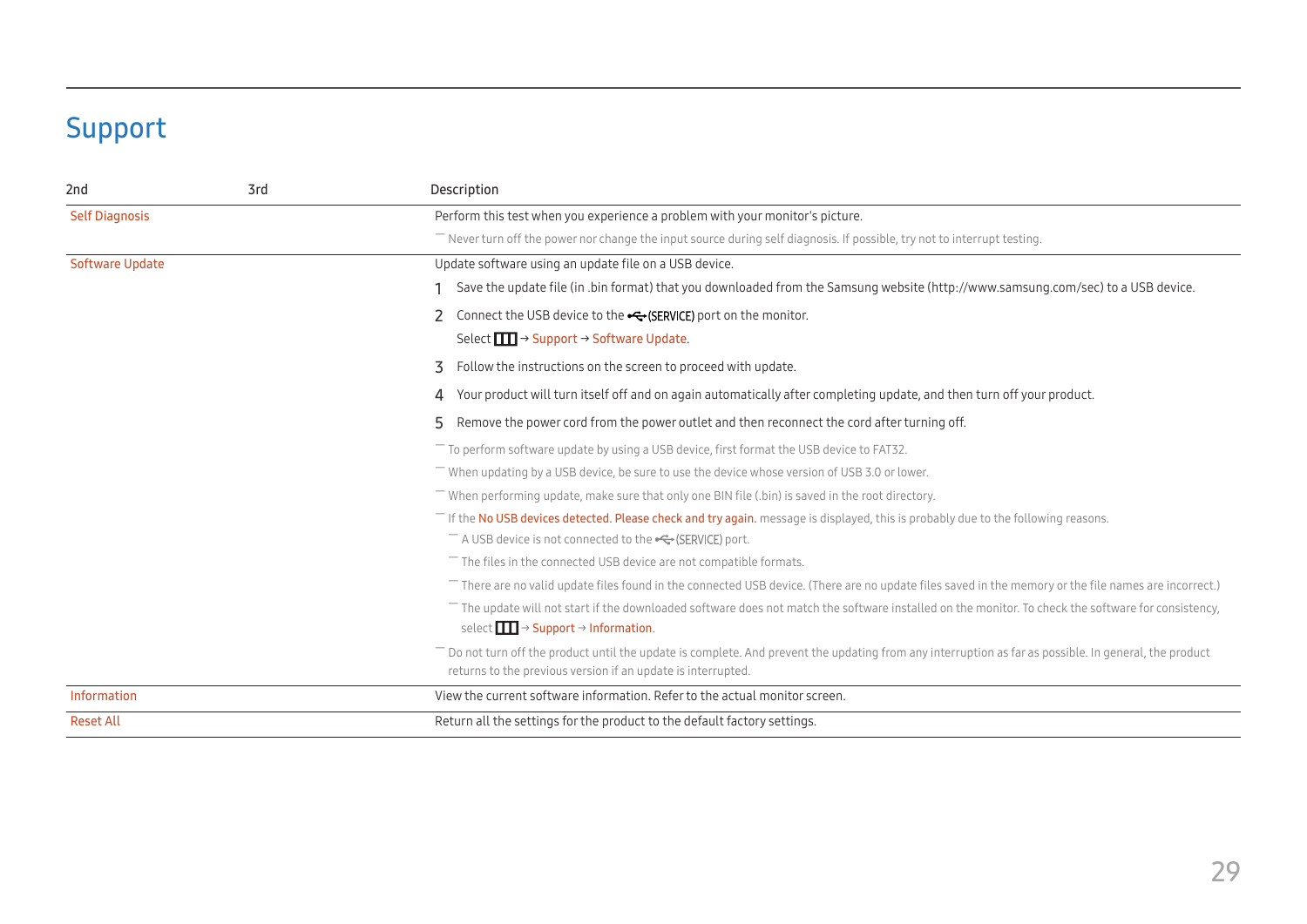# Support

| 2nd | 3rd | Description |
|---|---|---|
| Self Diagnosis | | Perform this test when you experience a problem with your monitor's picture.<br>― Never turn off the power nor change the input source during self diagnosis. If possible, try not to interrupt testing. |
| Software Update | | Update software using an update file on a USB device.<br>1 Save the update file (in .bin format) that you downloaded from the Samsung website (http://www.samsung.com/sec) to a USB device.<br>2 Connect the USB device to the (SERVICE) port on the monitor.<br>Select → Support → Software Update.<br>3 Follow the instructions on the screen to proceed with update.<br>4 Your product will turn itself off and on again automatically after completing update, and then turn off your product.<br>5 Remove the power cord from the power outlet and then reconnect the cord after turning off.<br>― To perform software update by using a USB device, first format the USB device to FAT32.<br>― When updating by a USB device, be sure to use the device whose version of USB 3.0 or lower.<br>― When performing update, make sure that only one BIN file (.bin) is saved in the root directory.<br>― If the No USB devices detected. Please check and try again. message is displayed, this is probably due to the following reasons.<br>― A USB device is not connected to the (SERVICE) port.<br>― The files in the connected USB device are not compatible formats.<br>― There are no valid update files found in the connected USB device. (There are no update files saved in the memory or the file names are incorrect.)<br>― The update will not start if the downloaded software does not match the software installed on the monitor. To check the software for consistency, select → Support → Information.<br>― Do not turn off the product until the update is complete. And prevent the updating from any interruption as far as possible. In general, the product returns to the previous version if an update is interrupted. |
| Information | | View the current software information. Refer to the actual monitor screen. |
| Reset All | | Return all the settings for the product to the default factory settings. |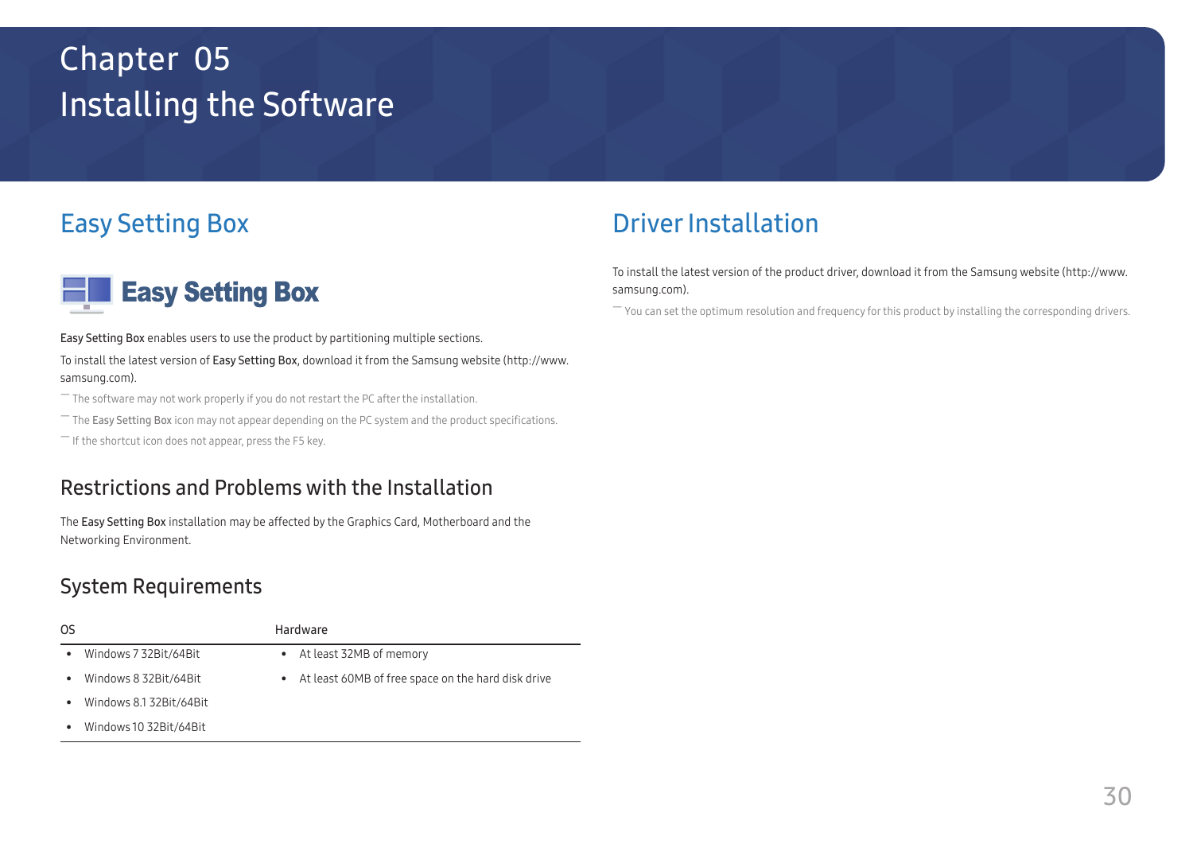# Chapter 05
# Installing the Software

## Easy Setting Box

**Easy Setting Box**

Easy Setting Box enables users to use the product by partitioning multiple sections.

To install the latest version of Easy Setting Box, download it from the Samsung website (http://www.samsung.com).

― The software may not work properly if you do not restart the PC after the installation.

― The Easy Setting Box icon may not appear depending on the PC system and the product specifications.

― If the shortcut icon does not appear, press the F5 key.

### Restrictions and Problems with the Installation

The Easy Setting Box installation may be affected by the Graphics Card, Motherboard and the Networking Environment.

### System Requirements

| OS | Hardware |
|---|---|
| • Windows 7 32Bit/64Bit | • At least 32MB of memory |
| • Windows 8 32Bit/64Bit | • At least 60MB of free space on the hard disk drive |
| • Windows 8.1 32Bit/64Bit | |
| • Windows 10 32Bit/64Bit | |

## Driver Installation

To install the latest version of the product driver, download it from the Samsung website (http://www.samsung.com).

― You can set the optimum resolution and frequency for this product by installing the corresponding drivers.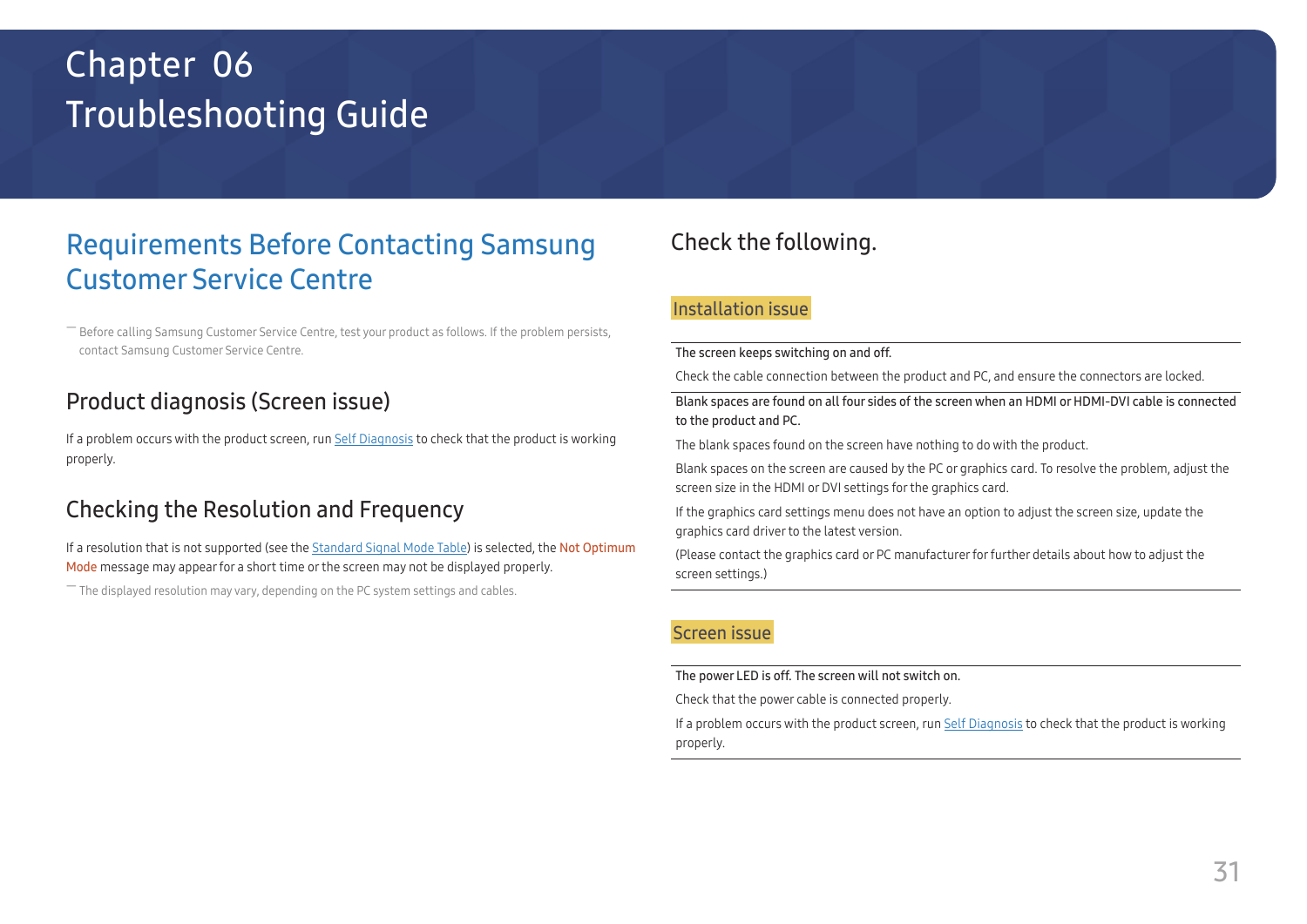# Chapter 06
# Troubleshooting Guide

## Requirements Before Contacting Samsung Customer Service Centre

― Before calling Samsung Customer Service Centre, test your product as follows. If the problem persists, contact Samsung Customer Service Centre.

### Product diagnosis (Screen issue)

If a problem occurs with the product screen, run Self Diagnosis to check that the product is working properly.

### Checking the Resolution and Frequency

If a resolution that is not supported (see the Standard Signal Mode Table) is selected, the Not Optimum Mode message may appear for a short time or the screen may not be displayed properly.

― The displayed resolution may vary, depending on the PC system settings and cables.

### Check the following.

#### Installation issue

| The screen keeps switching on and off. |
|---|
| Check the cable connection between the product and PC, and ensure the connectors are locked. |

| Blank spaces are found on all four sides of the screen when an HDMI or HDMI-DVI cable is connected to the product and PC. |
|---|
| The blank spaces found on the screen have nothing to do with the product.<br>Blank spaces on the screen are caused by the PC or graphics card. To resolve the problem, adjust the screen size in the HDMI or DVI settings for the graphics card.<br>If the graphics card settings menu does not have an option to adjust the screen size, update the graphics card driver to the latest version.<br>(Please contact the graphics card or PC manufacturer for further details about how to adjust the screen settings.) |

#### Screen issue

| The power LED is off. The screen will not switch on. |
|---|
| Check that the power cable is connected properly.<br>If a problem occurs with the product screen, run Self Diagnosis to check that the product is working properly. |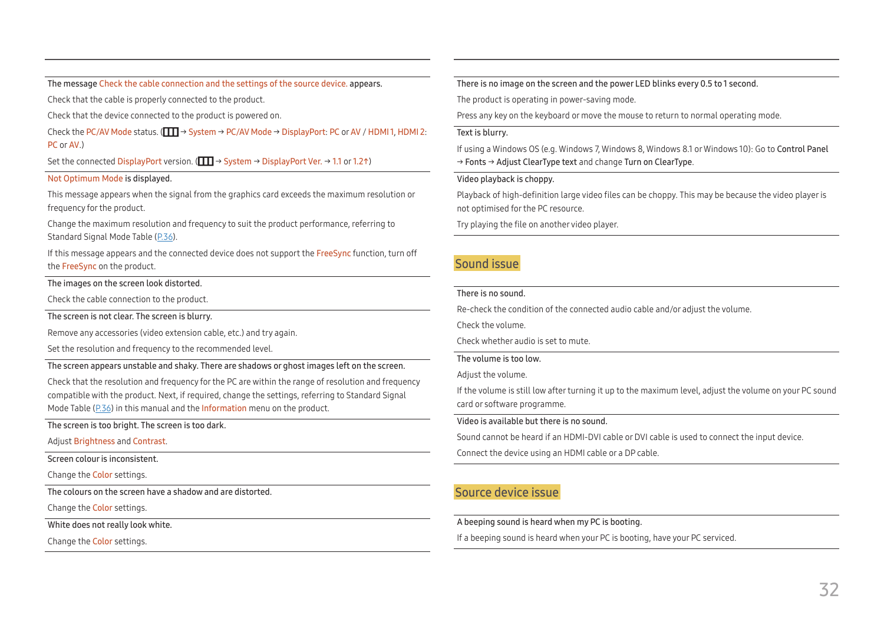**The message Check the cable connection and the settings of the source device. appears.**

Check that the cable is properly connected to the product.

Check that the device connected to the product is powered on.

Check the PC/AV Mode status. (Ⅲ → System → PC/AV Mode → DisplayPort: PC or AV / HDMI 1, HDMI 2: PC or AV.)

Set the connected DisplayPort version. (Ⅲ → System → DisplayPort Ver. → 1.1 or 1.2↑)

**Not Optimum Mode is displayed.**

This message appears when the signal from the graphics card exceeds the maximum resolution or frequency for the product.

Change the maximum resolution and frequency to suit the product performance, referring to Standard Signal Mode Table (P.36).

If this message appears and the connected device does not support the FreeSync function, turn off the FreeSync on the product.

**The images on the screen look distorted.**

Check the cable connection to the product.

**The screen is not clear. The screen is blurry.**

Remove any accessories (video extension cable, etc.) and try again.

Set the resolution and frequency to the recommended level.

**The screen appears unstable and shaky. There are shadows or ghost images left on the screen.**

Check that the resolution and frequency for the PC are within the range of resolution and frequency compatible with the product. Next, if required, change the settings, referring to Standard Signal Mode Table (P.36) in this manual and the Information menu on the product.

**The screen is too bright. The screen is too dark.**

Adjust Brightness and Contrast.

**Screen colour is inconsistent.**

Change the Color settings.

**The colours on the screen have a shadow and are distorted.**

Change the Color settings.

**White does not really look white.**

Change the Color settings.

**There is no image on the screen and the power LED blinks every 0.5 to 1 second.**

The product is operating in power-saving mode.

Press any key on the keyboard or move the mouse to return to normal operating mode.

**Text is blurry.**

If using a Windows OS (e.g. Windows 7, Windows 8, Windows 8.1 or Windows 10): Go to Control Panel → Fonts → Adjust ClearType text and change Turn on ClearType.

**Video playback is choppy.**

Playback of high-definition large video files can be choppy. This may be because the video player is not optimised for the PC resource.

Try playing the file on another video player.

## Sound issue

**There is no sound.**

Re-check the condition of the connected audio cable and/or adjust the volume.

Check the volume.

Check whether audio is set to mute.

**The volume is too low.**

Adjust the volume.

If the volume is still low after turning it up to the maximum level, adjust the volume on your PC sound card or software programme.

**Video is available but there is no sound.**

Sound cannot be heard if an HDMI-DVI cable or DVI cable is used to connect the input device.

Connect the device using an HDMI cable or a DP cable.

## Source device issue

**A beeping sound is heard when my PC is booting.**

If a beeping sound is heard when your PC is booting, have your PC serviced.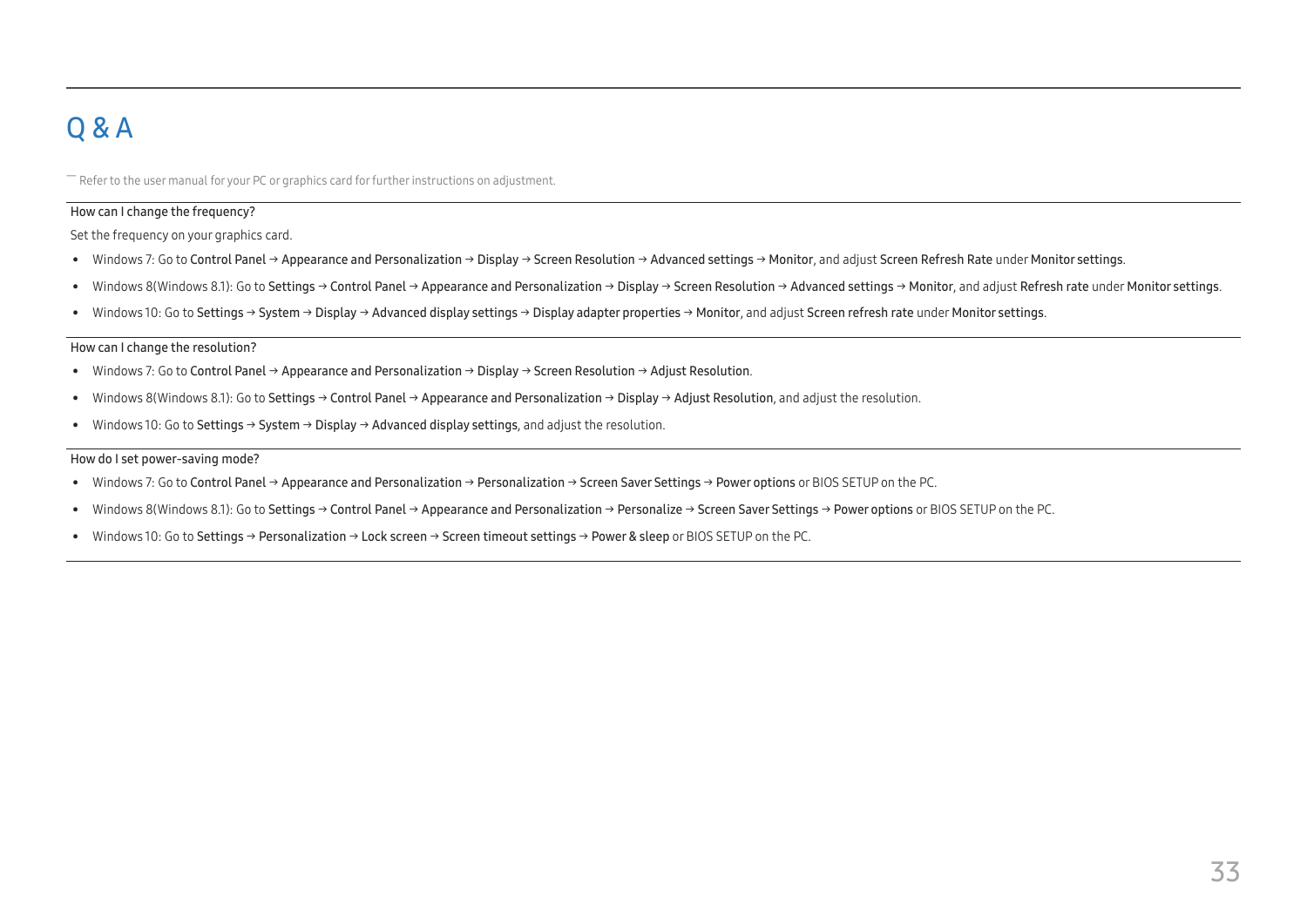# Q & A

― Refer to the user manual for your PC or graphics card for further instructions on adjustment.

**How can I change the frequency?**

Set the frequency on your graphics card.

- Windows 7: Go to **Control Panel** → **Appearance and Personalization** → **Display** → **Screen Resolution** → **Advanced settings** → **Monitor**, and adjust **Screen Refresh Rate** under **Monitor settings**.
- Windows 8(Windows 8.1): Go to **Settings** → **Control Panel** → **Appearance and Personalization** → **Display** → **Screen Resolution** → **Advanced settings** → **Monitor**, and adjust **Refresh rate** under **Monitor settings**.
- Windows 10: Go to **Settings** → **System** → **Display** → **Advanced display settings** → **Display adapter properties** → **Monitor**, and adjust **Screen refresh rate** under **Monitor settings**.

**How can I change the resolution?**

- Windows 7: Go to **Control Panel** → **Appearance and Personalization** → **Display** → **Screen Resolution** → **Adjust Resolution**.
- Windows 8(Windows 8.1): Go to **Settings** → **Control Panel** → **Appearance and Personalization** → **Display** → **Adjust Resolution**, and adjust the resolution.
- Windows 10: Go to **Settings** → **System** → **Display** → **Advanced display settings**, and adjust the resolution.

**How do I set power-saving mode?**

- Windows 7: Go to **Control Panel** → **Appearance and Personalization** → **Personalization** → **Screen Saver Settings** → **Power options** or BIOS SETUP on the PC.
- Windows 8(Windows 8.1): Go to **Settings** → **Control Panel** → **Appearance and Personalization** → **Personalize** → **Screen Saver Settings** → **Power options** or BIOS SETUP on the PC.
- Windows 10: Go to **Settings** → **Personalization** → **Lock screen** → **Screen timeout settings** → **Power & sleep** or BIOS SETUP on the PC.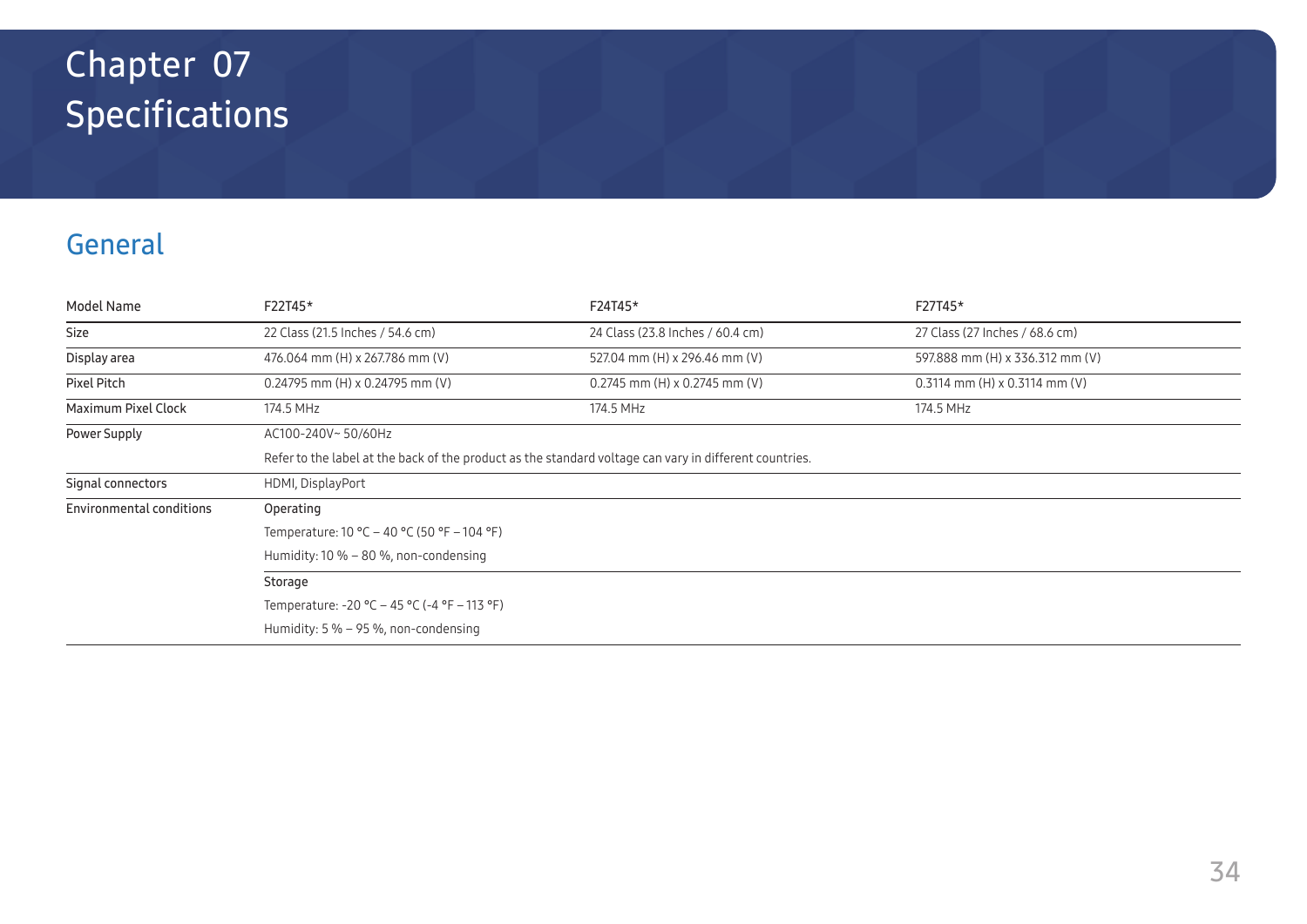# Chapter 07 Specifications

## General

| Model Name | F22T45* | F24T45* | F27T45* |
| --- | --- | --- | --- |
| Size | 22 Class (21.5 Inches / 54.6 cm) | 24 Class (23.8 Inches / 60.4 cm) | 27 Class (27 Inches / 68.6 cm) |
| Display area | 476.064 mm (H) x 267.786 mm (V) | 527.04 mm (H) x 296.46 mm (V) | 597.888 mm (H) x 336.312 mm (V) |
| Pixel Pitch | 0.24795 mm (H) x 0.24795 mm (V) | 0.2745 mm (H) x 0.2745 mm (V) | 0.3114 mm (H) x 0.3114 mm (V) |
| Maximum Pixel Clock | 174.5 MHz | 174.5 MHz | 174.5 MHz |
| Power Supply | AC100-240V~ 50/60Hz<br>Refer to the label at the back of the product as the standard voltage can vary in different countries. | | |
| Signal connectors | HDMI, DisplayPort | | |
| Environmental conditions | Operating<br>Temperature: 10 °C – 40 °C (50 °F – 104 °F)<br>Humidity: 10 % – 80 %, non-condensing | | |
| | Storage<br>Temperature: -20 °C – 45 °C (-4 °F – 113 °F)<br>Humidity: 5 % – 95 %, non-condensing | | |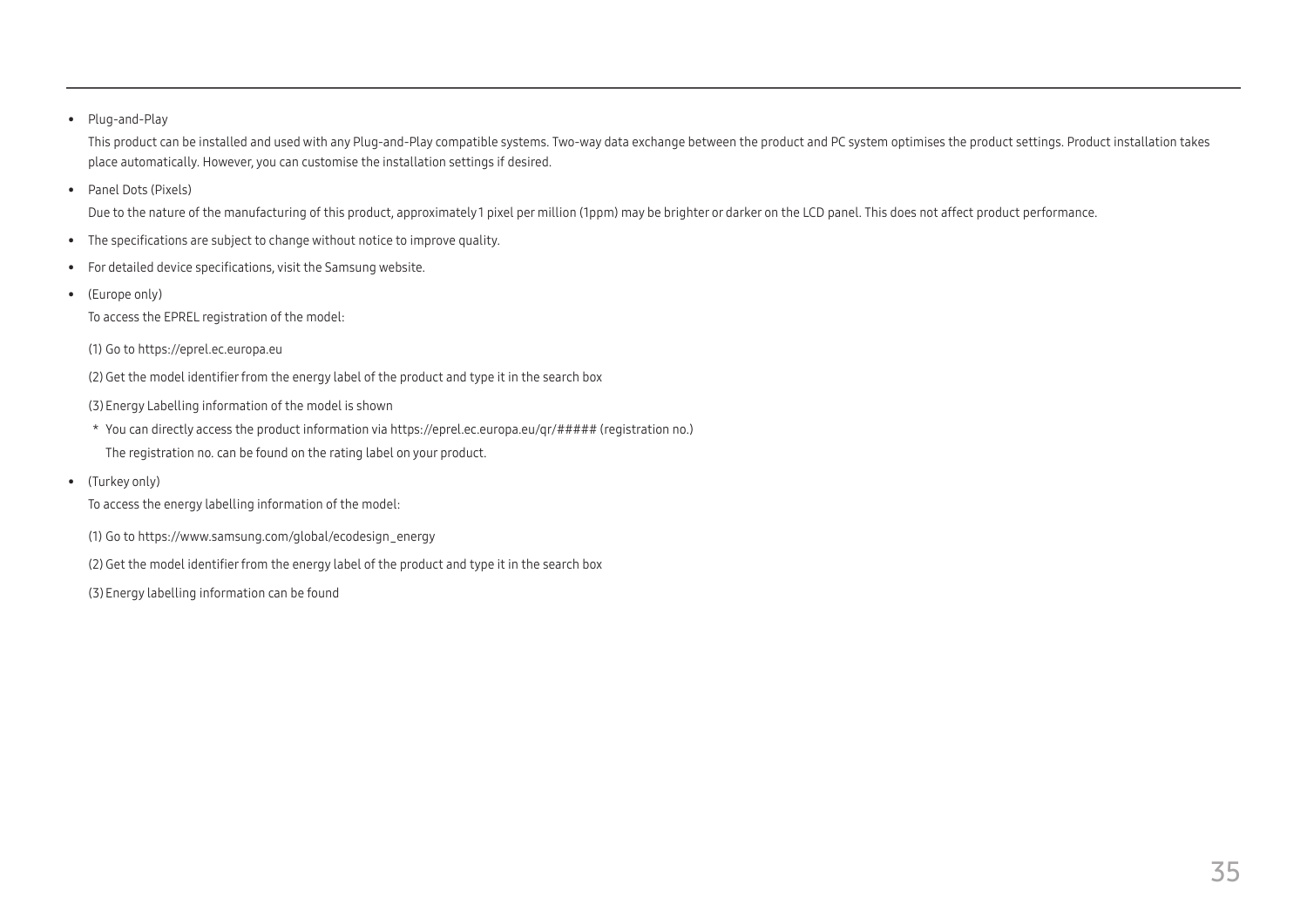- Plug-and-Play

  This product can be installed and used with any Plug-and-Play compatible systems. Two-way data exchange between the product and PC system optimises the product settings. Product installation takes place automatically. However, you can customise the installation settings if desired.

- Panel Dots (Pixels)

  Due to the nature of the manufacturing of this product, approximately 1 pixel per million (1ppm) may be brighter or darker on the LCD panel. This does not affect product performance.

- The specifications are subject to change without notice to improve quality.
- For detailed device specifications, visit the Samsung website.
- (Europe only)

  To access the EPREL registration of the model:

  (1) Go to https://eprel.ec.europa.eu

  (2) Get the model identifier from the energy label of the product and type it in the search box

  (3) Energy Labelling information of the model is shown

  * You can directly access the product information via https://eprel.ec.europa.eu/qr/##### (registration no.)
    The registration no. can be found on the rating label on your product.

- (Turkey only)

  To access the energy labelling information of the model:

  (1) Go to https://www.samsung.com/global/ecodesign_energy

  (2) Get the model identifier from the energy label of the product and type it in the search box

  (3) Energy labelling information can be found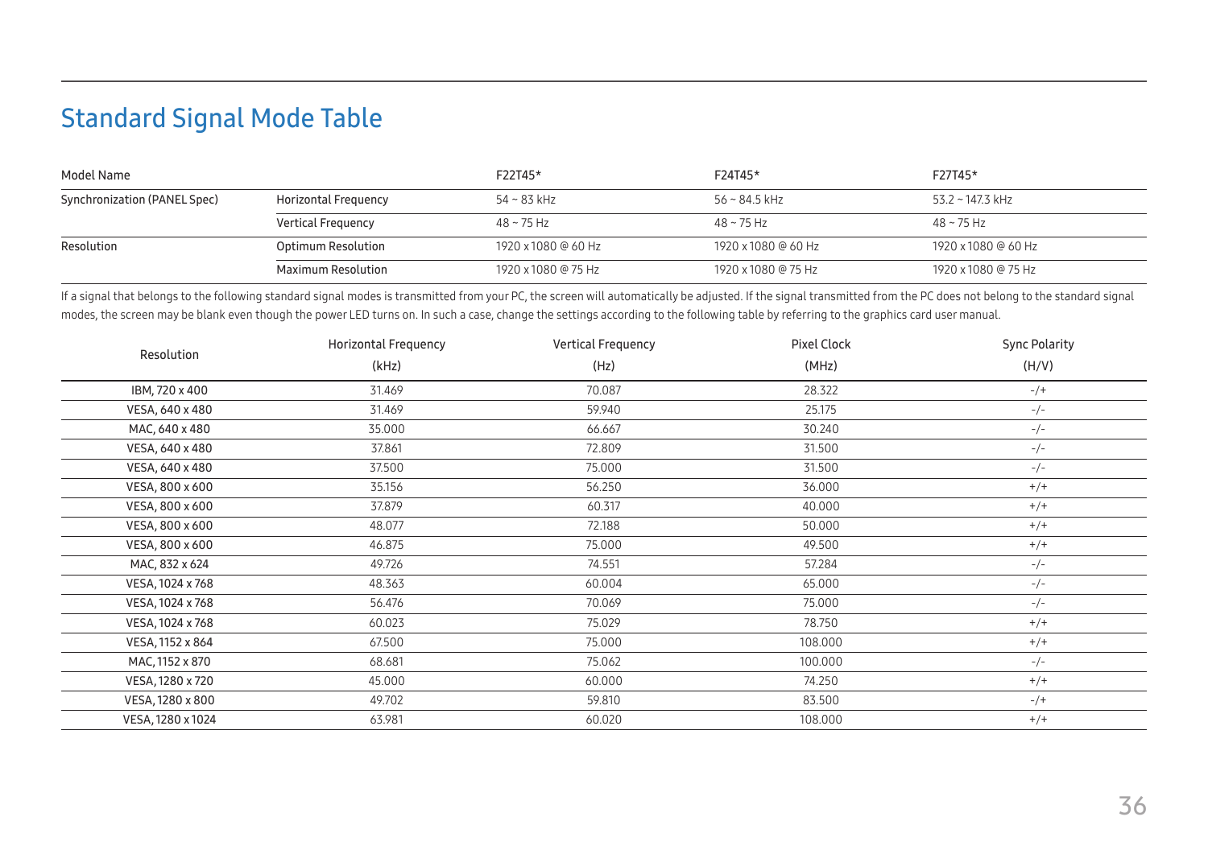# Standard Signal Mode Table

| Model Name | | F22T45* | F24T45* | F27T45* |
|---|---|---|---|---|
| Synchronization (PANEL Spec) | Horizontal Frequency | 54 ~ 83 kHz | 56 ~ 84.5 kHz | 53.2 ~ 147.3 kHz |
| | Vertical Frequency | 48 ~ 75 Hz | 48 ~ 75 Hz | 48 ~ 75 Hz |
| Resolution | Optimum Resolution | 1920 x 1080 @ 60 Hz | 1920 x 1080 @ 60 Hz | 1920 x 1080 @ 60 Hz |
| | Maximum Resolution | 1920 x 1080 @ 75 Hz | 1920 x 1080 @ 75 Hz | 1920 x 1080 @ 75 Hz |

If a signal that belongs to the following standard signal modes is transmitted from your PC, the screen will automatically be adjusted. If the signal transmitted from the PC does not belong to the standard signal modes, the screen may be blank even though the power LED turns on. In such a case, change the settings according to the following table by referring to the graphics card user manual.

| Resolution | Horizontal Frequency (kHz) | Vertical Frequency (Hz) | Pixel Clock (MHz) | Sync Polarity (H/V) |
|---|---|---|---|---|
| IBM, 720 x 400 | 31.469 | 70.087 | 28.322 | -/+ |
| VESA, 640 x 480 | 31.469 | 59.940 | 25.175 | -/- |
| MAC, 640 x 480 | 35.000 | 66.667 | 30.240 | -/- |
| VESA, 640 x 480 | 37.861 | 72.809 | 31.500 | -/- |
| VESA, 640 x 480 | 37.500 | 75.000 | 31.500 | -/- |
| VESA, 800 x 600 | 35.156 | 56.250 | 36.000 | +/+ |
| VESA, 800 x 600 | 37.879 | 60.317 | 40.000 | +/+ |
| VESA, 800 x 600 | 48.077 | 72.188 | 50.000 | +/+ |
| VESA, 800 x 600 | 46.875 | 75.000 | 49.500 | +/+ |
| MAC, 832 x 624 | 49.726 | 74.551 | 57.284 | -/- |
| VESA, 1024 x 768 | 48.363 | 60.004 | 65.000 | -/- |
| VESA, 1024 x 768 | 56.476 | 70.069 | 75.000 | -/- |
| VESA, 1024 x 768 | 60.023 | 75.029 | 78.750 | +/+ |
| VESA, 1152 x 864 | 67.500 | 75.000 | 108.000 | +/+ |
| MAC, 1152 x 870 | 68.681 | 75.062 | 100.000 | -/- |
| VESA, 1280 x 720 | 45.000 | 60.000 | 74.250 | +/+ |
| VESA, 1280 x 800 | 49.702 | 59.810 | 83.500 | -/+ |
| VESA, 1280 x 1024 | 63.981 | 60.020 | 108.000 | +/+ |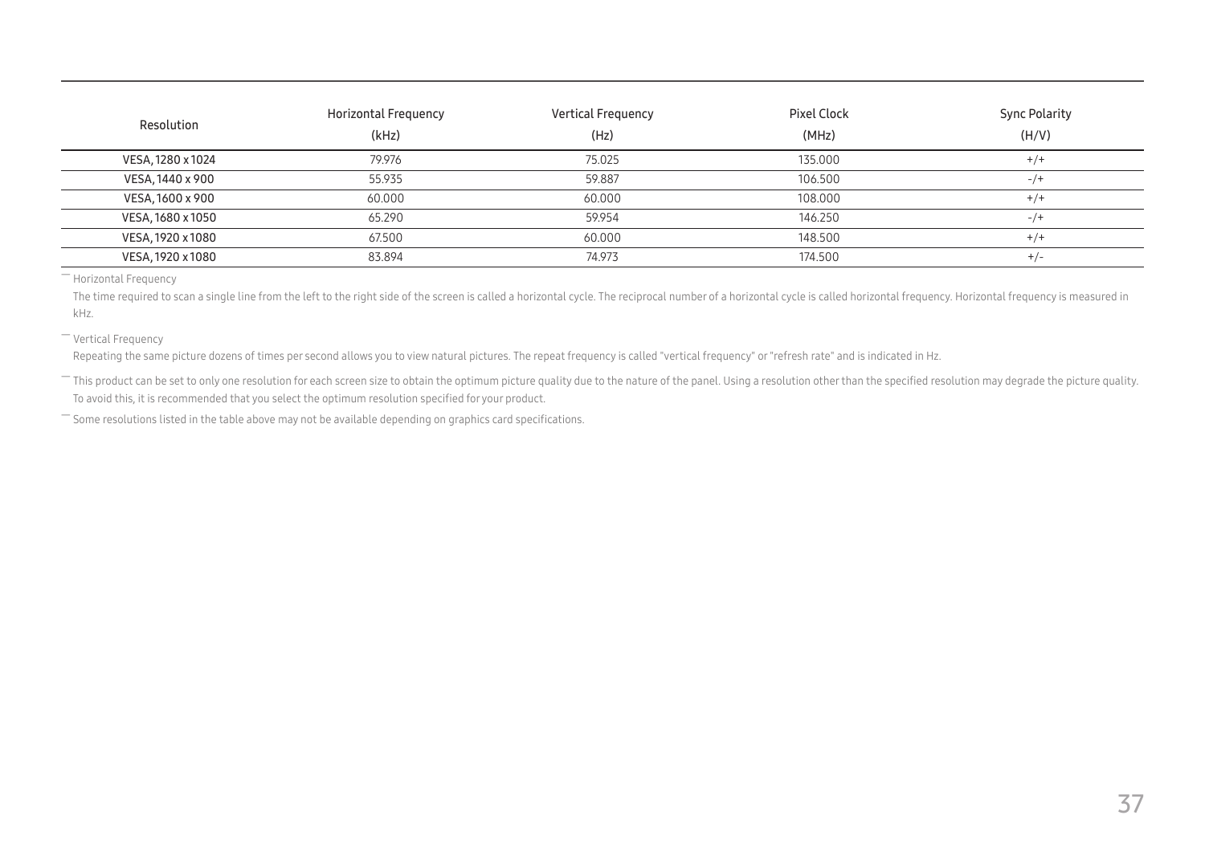| Resolution | Horizontal Frequency (kHz) | Vertical Frequency (Hz) | Pixel Clock (MHz) | Sync Polarity (H/V) |
|---|---|---|---|---|
| VESA, 1280 x 1024 | 79.976 | 75.025 | 135.000 | +/+ |
| VESA, 1440 x 900 | 55.935 | 59.887 | 106.500 | -/+ |
| VESA, 1600 x 900 | 60.000 | 60.000 | 108.000 | +/+ |
| VESA, 1680 x 1050 | 65.290 | 59.954 | 146.250 | -/+ |
| VESA, 1920 x 1080 | 67.500 | 60.000 | 148.500 | +/+ |
| VESA, 1920 x 1080 | 83.894 | 74.973 | 174.500 | +/- |

― Horizontal Frequency

The time required to scan a single line from the left to the right side of the screen is called a horizontal cycle. The reciprocal number of a horizontal cycle is called horizontal frequency. Horizontal frequency is measured in kHz.

― Vertical Frequency

Repeating the same picture dozens of times per second allows you to view natural pictures. The repeat frequency is called "vertical frequency" or "refresh rate" and is indicated in Hz.

― This product can be set to only one resolution for each screen size to obtain the optimum picture quality due to the nature of the panel. Using a resolution other than the specified resolution may degrade the picture quality. To avoid this, it is recommended that you select the optimum resolution specified for your product.

― Some resolutions listed in the table above may not be available depending on graphics card specifications.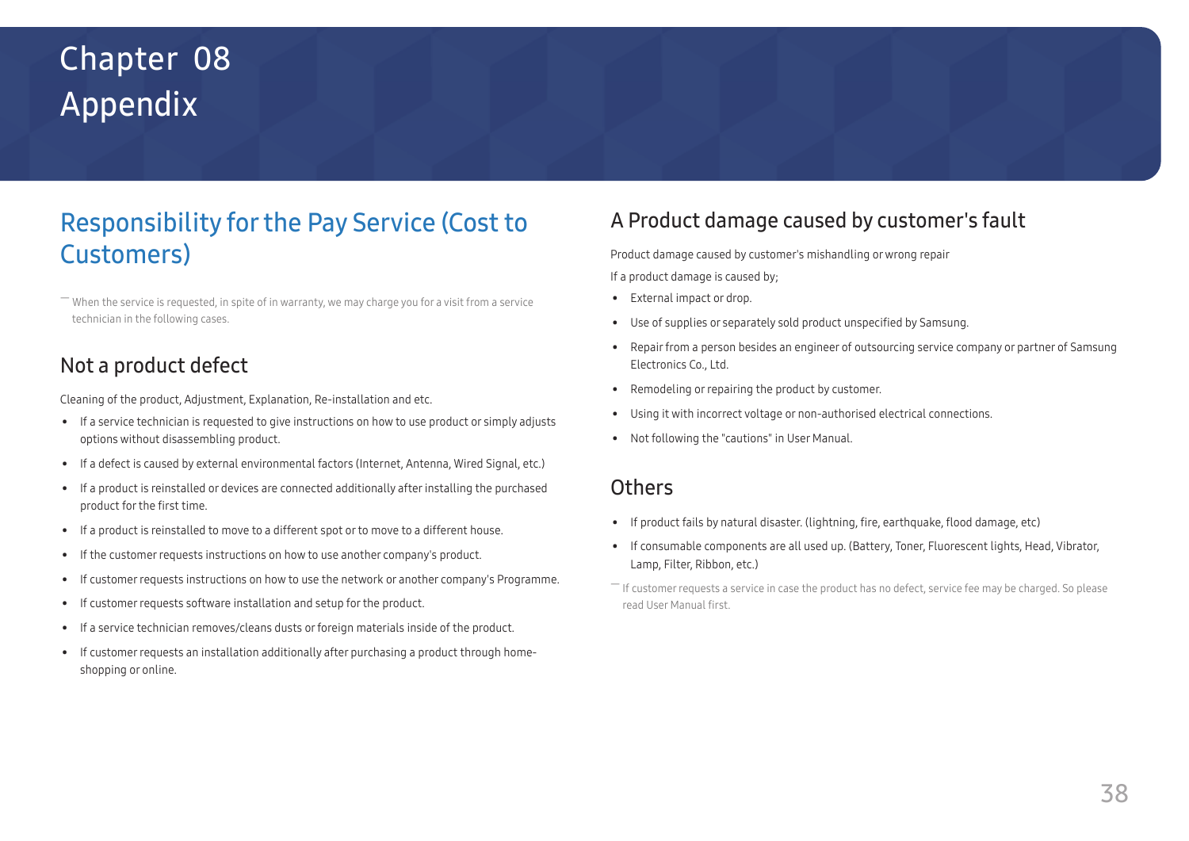# Chapter 08
# Appendix

## Responsibility for the Pay Service (Cost to Customers)

― When the service is requested, in spite of in warranty, we may charge you for a visit from a service technician in the following cases.

### Not a product defect

Cleaning of the product, Adjustment, Explanation, Re-installation and etc.

- If a service technician is requested to give instructions on how to use product or simply adjusts options without disassembling product.
- If a defect is caused by external environmental factors (Internet, Antenna, Wired Signal, etc.)
- If a product is reinstalled or devices are connected additionally after installing the purchased product for the first time.
- If a product is reinstalled to move to a different spot or to move to a different house.
- If the customer requests instructions on how to use another company's product.
- If customer requests instructions on how to use the network or another company's Programme.
- If customer requests software installation and setup for the product.
- If a service technician removes/cleans dusts or foreign materials inside of the product.
- If customer requests an installation additionally after purchasing a product through home-shopping or online.

### A Product damage caused by customer's fault

Product damage caused by customer's mishandling or wrong repair

If a product damage is caused by;

- External impact or drop.
- Use of supplies or separately sold product unspecified by Samsung.
- Repair from a person besides an engineer of outsourcing service company or partner of Samsung Electronics Co., Ltd.
- Remodeling or repairing the product by customer.
- Using it with incorrect voltage or non-authorised electrical connections.
- Not following the "cautions" in User Manual.

### Others

- If product fails by natural disaster. (lightning, fire, earthquake, flood damage, etc)
- If consumable components are all used up. (Battery, Toner, Fluorescent lights, Head, Vibrator, Lamp, Filter, Ribbon, etc.)

― If customer requests a service in case the product has no defect, service fee may be charged. So please read User Manual first.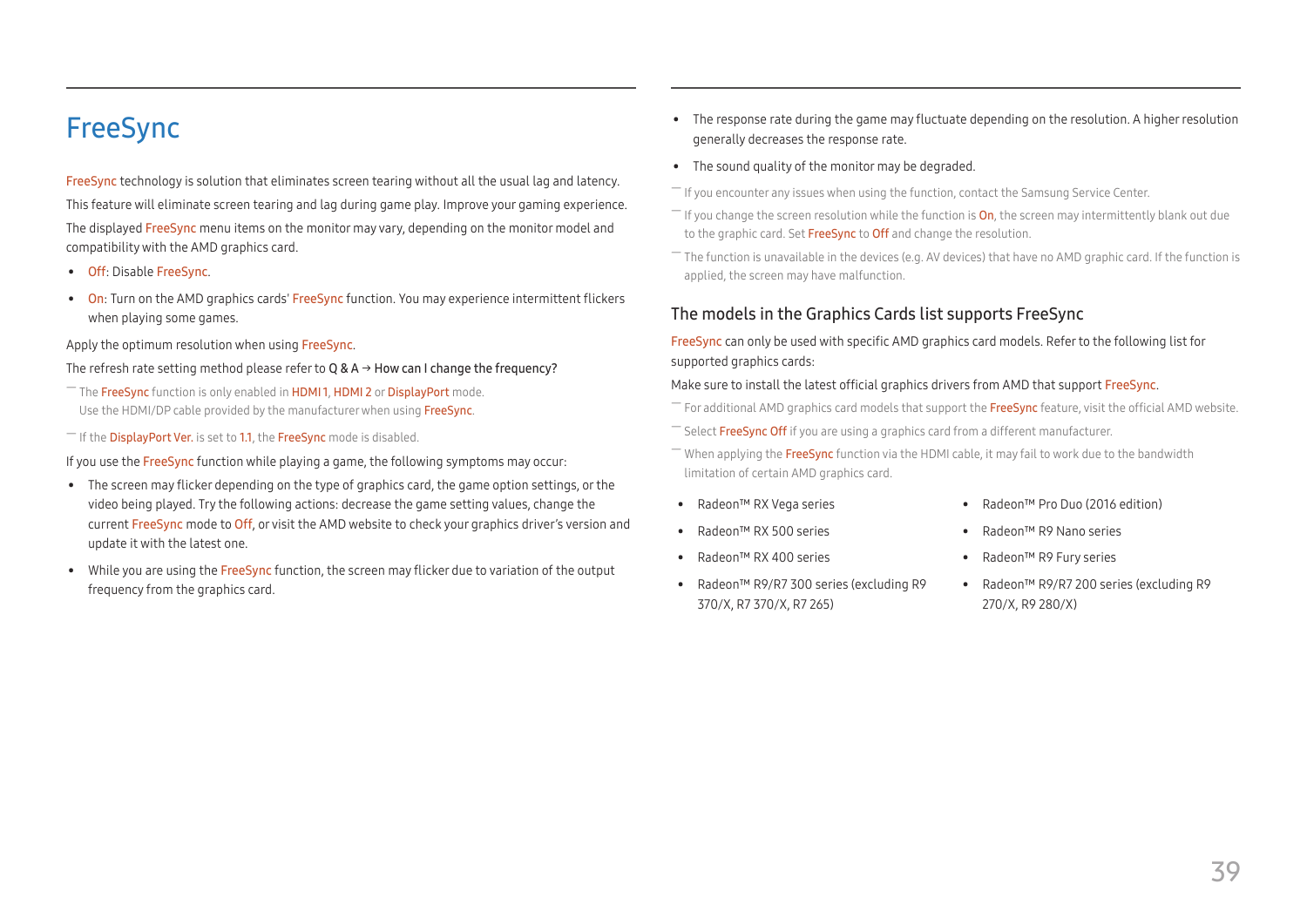# FreeSync

FreeSync technology is solution that eliminates screen tearing without all the usual lag and latency.

This feature will eliminate screen tearing and lag during game play. Improve your gaming experience.

The displayed FreeSync menu items on the monitor may vary, depending on the monitor model and compatibility with the AMD graphics card.

- Off: Disable FreeSync.
- On: Turn on the AMD graphics cards' FreeSync function. You may experience intermittent flickers when playing some games.

Apply the optimum resolution when using FreeSync.

The refresh rate setting method please refer to Q & A → How can I change the frequency?

― The FreeSync function is only enabled in HDMI 1, HDMI 2 or DisplayPort mode.
Use the HDMI/DP cable provided by the manufacturer when using FreeSync.

― If the DisplayPort Ver. is set to 1.1, the FreeSync mode is disabled.

If you use the FreeSync function while playing a game, the following symptoms may occur:

- The screen may flicker depending on the type of graphics card, the game option settings, or the video being played. Try the following actions: decrease the game setting values, change the current FreeSync mode to Off, or visit the AMD website to check your graphics driver's version and update it with the latest one.
- While you are using the FreeSync function, the screen may flicker due to variation of the output frequency from the graphics card.
- The response rate during the game may fluctuate depending on the resolution. A higher resolution generally decreases the response rate.
- The sound quality of the monitor may be degraded.

― If you encounter any issues when using the function, contact the Samsung Service Center.

― If you change the screen resolution while the function is On, the screen may intermittently blank out due to the graphic card. Set FreeSync to Off and change the resolution.

― The function is unavailable in the devices (e.g. AV devices) that have no AMD graphic card. If the function is applied, the screen may have malfunction.

## The models in the Graphics Cards list supports FreeSync

FreeSync can only be used with specific AMD graphics card models. Refer to the following list for supported graphics cards:

Make sure to install the latest official graphics drivers from AMD that support FreeSync.

― For additional AMD graphics card models that support the FreeSync feature, visit the official AMD website.

― Select FreeSync Off if you are using a graphics card from a different manufacturer.

― When applying the FreeSync function via the HDMI cable, it may fail to work due to the bandwidth limitation of certain AMD graphics card.

- Radeon™ RX Vega series
- Radeon™ RX 500 series
- Radeon™ RX 400 series
- Radeon™ R9/R7 300 series (excluding R9 370/X, R7 370/X, R7 265)
- Radeon™ Pro Duo (2016 edition)
- Radeon™ R9 Nano series
- Radeon™ R9 Fury series
- Radeon™ R9/R7 200 series (excluding R9 270/X, R9 280/X)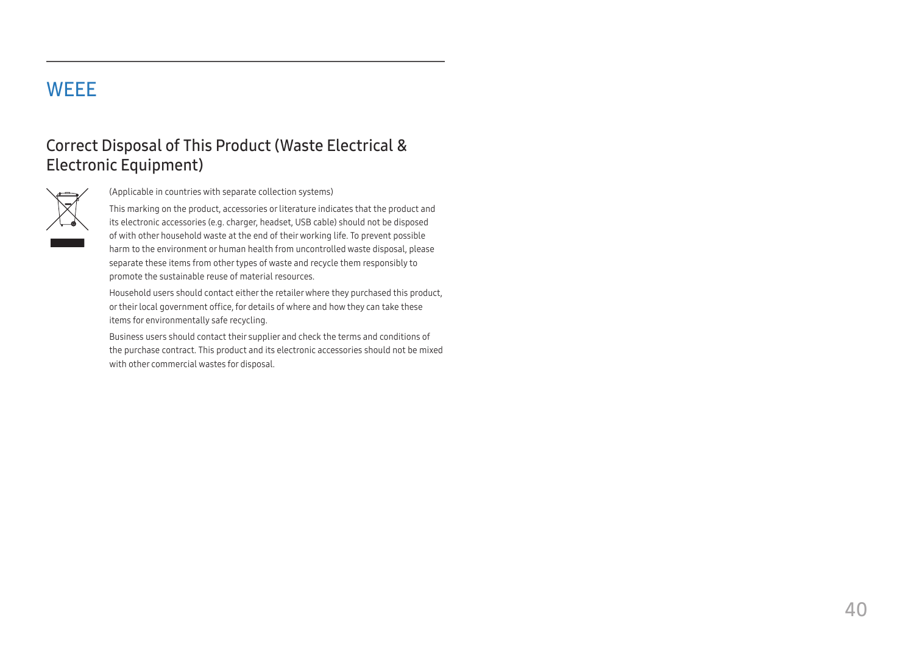# WEEE

## Correct Disposal of This Product (Waste Electrical & Electronic Equipment)

(Applicable in countries with separate collection systems)

This marking on the product, accessories or literature indicates that the product and its electronic accessories (e.g. charger, headset, USB cable) should not be disposed of with other household waste at the end of their working life. To prevent possible harm to the environment or human health from uncontrolled waste disposal, please separate these items from other types of waste and recycle them responsibly to promote the sustainable reuse of material resources.

Household users should contact either the retailer where they purchased this product, or their local government office, for details of where and how they can take these items for environmentally safe recycling.

Business users should contact their supplier and check the terms and conditions of the purchase contract. This product and its electronic accessories should not be mixed with other commercial wastes for disposal.